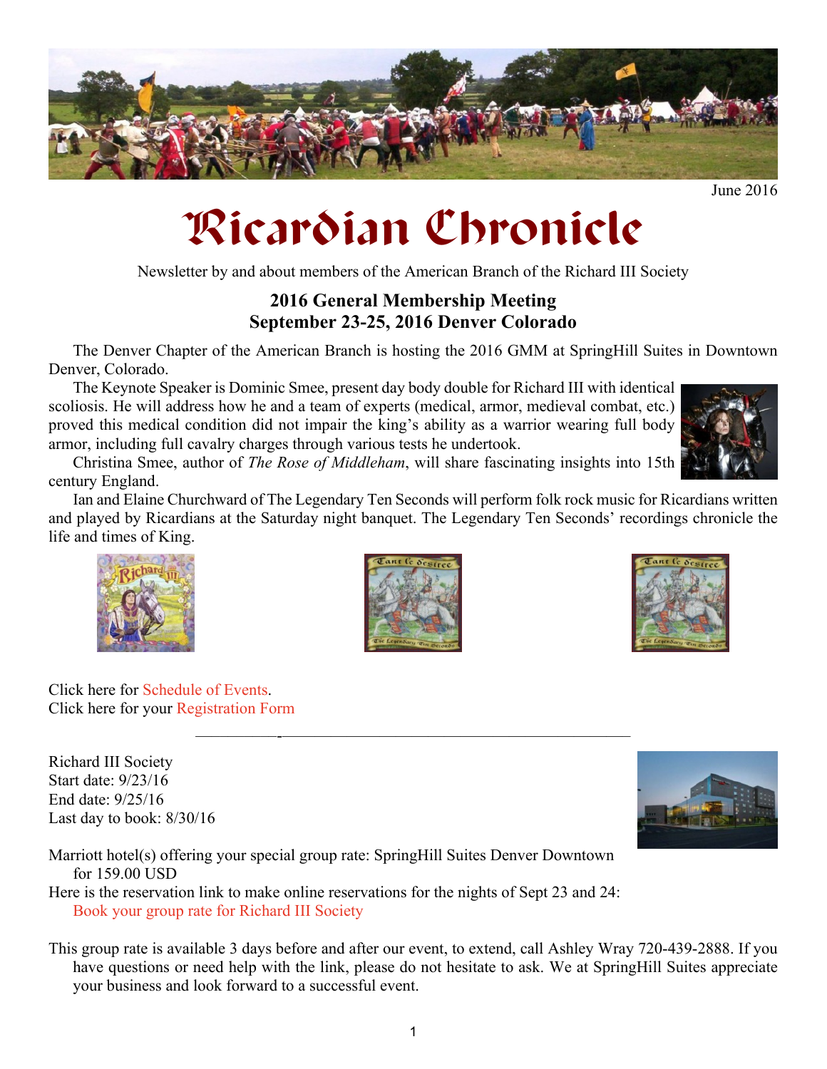June 2016

# Ricardian Chronicle

Newsletter by and about members of the American Branch of the Richard III Society

## 2016 General Membership Meeting
## September 23-25, 2016 Denver Colorado

The Denver Chapter of the American Branch is hosting the 2016 GMM at SpringHill Suites in Downtown Denver, Colorado.

The Keynote Speaker is Dominic Smee, present day body double for Richard III with identical scoliosis. He will address how he and a team of experts (medical, armor, medieval combat, etc.) proved this medical condition did not impair the king's ability as a warrior wearing full body armor, including full cavalry charges through various tests he undertook.

Christina Smee, author of *The Rose of Middleham*, will share fascinating insights into 15th century England.

Ian and Elaine Churchward of The Legendary Ten Seconds will perform folk rock music for Ricardians written and played by Ricardians at the Saturday night banquet. The Legendary Ten Seconds' recordings chronicle the life and times of King.

Click here for Schedule of Events.
Click here for your Registration Form

---

Richard III Society
Start date: 9/23/16
End date: 9/25/16
Last day to book: 8/30/16

Marriott hotel(s) offering your special group rate: SpringHill Suites Denver Downtown for 159.00 USD

Here is the reservation link to make online reservations for the nights of Sept 23 and 24: Book your group rate for Richard III Society

This group rate is available 3 days before and after our event, to extend, call Ashley Wray 720-439-2888. If you have questions or need help with the link, please do not hesitate to ask. We at SpringHill Suites appreciate your business and look forward to a successful event.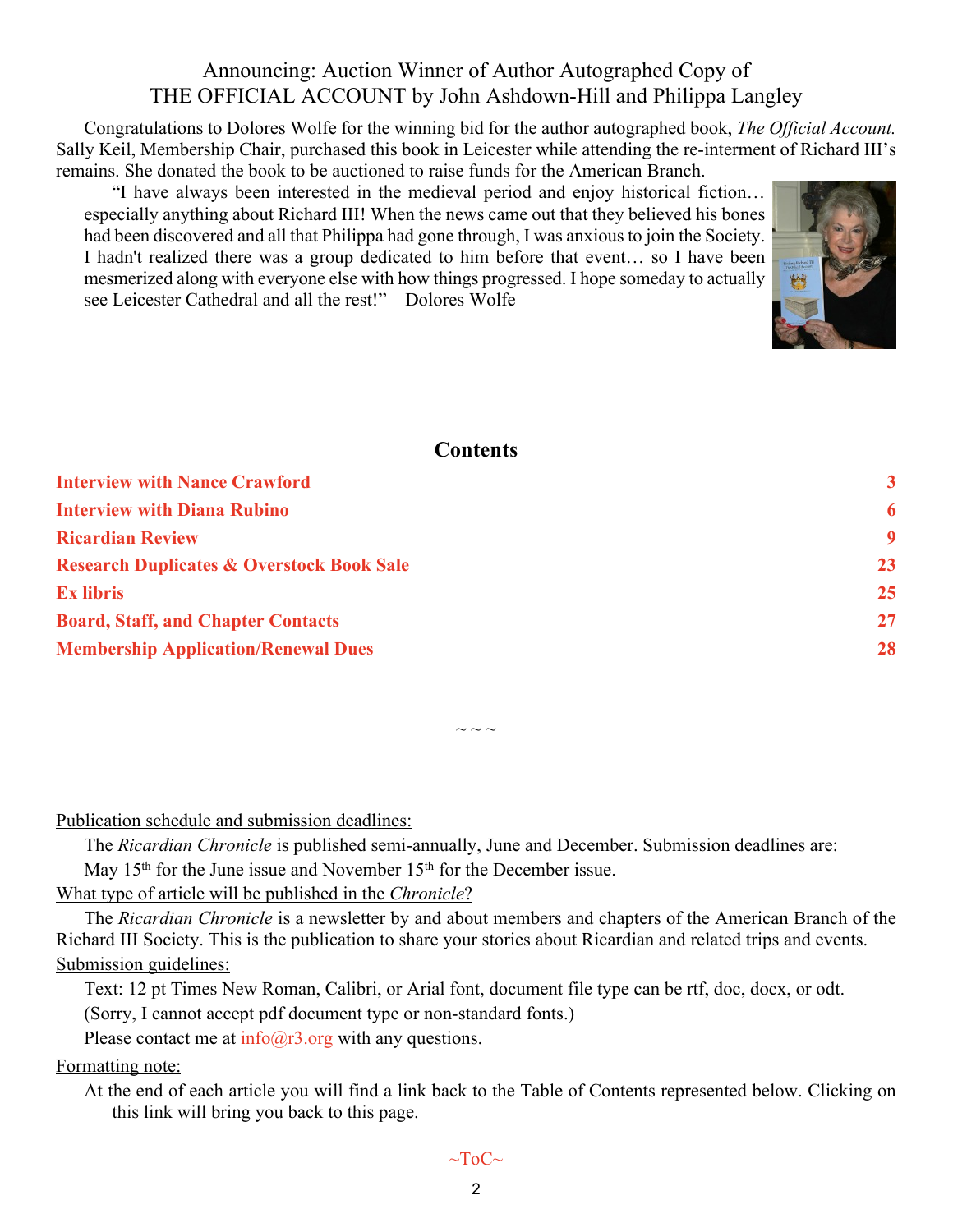## Announcing: Auction Winner of Author Autographed Copy of THE OFFICIAL ACCOUNT by John Ashdown-Hill and Philippa Langley

Congratulations to Dolores Wolfe for the winning bid for the author autographed book, *The Official Account.* Sally Keil, Membership Chair, purchased this book in Leicester while attending the re-interment of Richard III's remains. She donated the book to be auctioned to raise funds for the American Branch.

"I have always been interested in the medieval period and enjoy historical fiction… especially anything about Richard III! When the news came out that they believed his bones had been discovered and all that Philippa had gone through, I was anxious to join the Society. I hadn't realized there was a group dedicated to him before that event… so I have been mesmerized along with everyone else with how things progressed. I hope someday to actually see Leicester Cathedral and all the rest!"—Dolores Wolfe

## Contents

| | |
|---|---|
| **Interview with Nance Crawford** | **3** |
| **Interview with Diana Rubino** | **6** |
| **Ricardian Review** | **9** |
| **Research Duplicates & Overstock Book Sale** | **23** |
| **Ex libris** | **25** |
| **Board, Staff, and Chapter Contacts** | **27** |
| **Membership Application/Renewal Dues** | **28** |

~ ~ ~

Publication schedule and submission deadlines:

The *Ricardian Chronicle* is published semi-annually, June and December. Submission deadlines are: May 15th for the June issue and November 15th for the December issue.

What type of article will be published in the *Chronicle*?

The *Ricardian Chronicle* is a newsletter by and about members and chapters of the American Branch of the Richard III Society. This is the publication to share your stories about Ricardian and related trips and events.

Submission guidelines:

Text: 12 pt Times New Roman, Calibri, or Arial font, document file type can be rtf, doc, docx, or odt.
(Sorry, I cannot accept pdf document type or non-standard fonts.)
Please contact me at info@r3.org with any questions.

Formatting note:

At the end of each article you will find a link back to the Table of Contents represented below. Clicking on this link will bring you back to this page.

~ToC~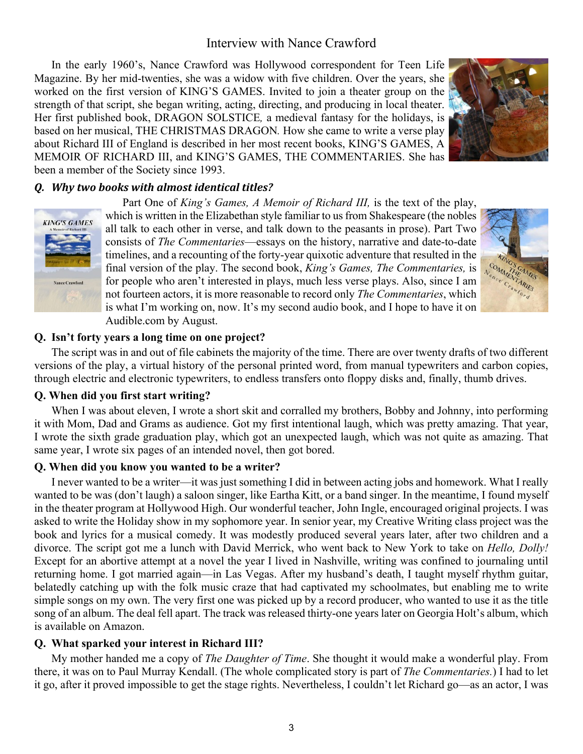# Interview with Nance Crawford

In the early 1960's, Nance Crawford was Hollywood correspondent for Teen Life Magazine. By her mid-twenties, she was a widow with five children. Over the years, she worked on the first version of KING'S GAMES. Invited to join a theater group on the strength of that script, she began writing, acting, directing, and producing in local theater. Her first published book, DRAGON SOLSTICE*,* a medieval fantasy for the holidays, is based on her musical, THE CHRISTMAS DRAGON. How she came to write a verse play about Richard III of England is described in her most recent books, KING'S GAMES, A MEMOIR OF RICHARD III, and KING'S GAMES, THE COMMENTARIES. She has been a member of the Society since 1993.

***Q. Why two books with almost identical titles?***

Part One of *King's Games, A Memoir of Richard III,* is the text of the play, which is written in the Elizabethan style familiar to us from Shakespeare (the nobles all talk to each other in verse, and talk down to the peasants in prose). Part Two consists of *The Commentaries*—essays on the history, narrative and date-to-date timelines, and a recounting of the forty-year quixotic adventure that resulted in the final version of the play. The second book, *King's Games, The Commentaries,* is for people who aren't interested in plays, much less verse plays. Also, since I am not fourteen actors, it is more reasonable to record only *The Commentaries*, which is what I'm working on, now. It's my second audio book, and I hope to have it on Audible.com by August.

**Q. Isn't forty years a long time on one project?**

The script was in and out of file cabinets the majority of the time. There are over twenty drafts of two different versions of the play, a virtual history of the personal printed word, from manual typewriters and carbon copies, through electric and electronic typewriters, to endless transfers onto floppy disks and, finally, thumb drives.

**Q. When did you first start writing?**

When I was about eleven, I wrote a short skit and corralled my brothers, Bobby and Johnny, into performing it with Mom, Dad and Grams as audience. Got my first intentional laugh, which was pretty amazing. That year, I wrote the sixth grade graduation play, which got an unexpected laugh, which was not quite as amazing. That same year, I wrote six pages of an intended novel, then got bored.

**Q. When did you know you wanted to be a writer?**

I never wanted to be a writer—it was just something I did in between acting jobs and homework. What I really wanted to be was (don't laugh) a saloon singer, like Eartha Kitt, or a band singer. In the meantime, I found myself in the theater program at Hollywood High. Our wonderful teacher, John Ingle, encouraged original projects. I was asked to write the Holiday show in my sophomore year. In senior year, my Creative Writing class project was the book and lyrics for a musical comedy. It was modestly produced several years later, after two children and a divorce. The script got me a lunch with David Merrick, who went back to New York to take on *Hello, Dolly!* Except for an abortive attempt at a novel the year I lived in Nashville, writing was confined to journaling until returning home. I got married again—in Las Vegas. After my husband's death, I taught myself rhythm guitar, belatedly catching up with the folk music craze that had captivated my schoolmates, but enabling me to write simple songs on my own. The very first one was picked up by a record producer, who wanted to use it as the title song of an album. The deal fell apart. The track was released thirty-one years later on Georgia Holt's album, which is available on Amazon.

**Q. What sparked your interest in Richard III?**

My mother handed me a copy of *The Daughter of Time*. She thought it would make a wonderful play. From there, it was on to Paul Murray Kendall. (The whole complicated story is part of *The Commentaries.*) I had to let it go, after it proved impossible to get the stage rights. Nevertheless, I couldn't let Richard go—as an actor, I was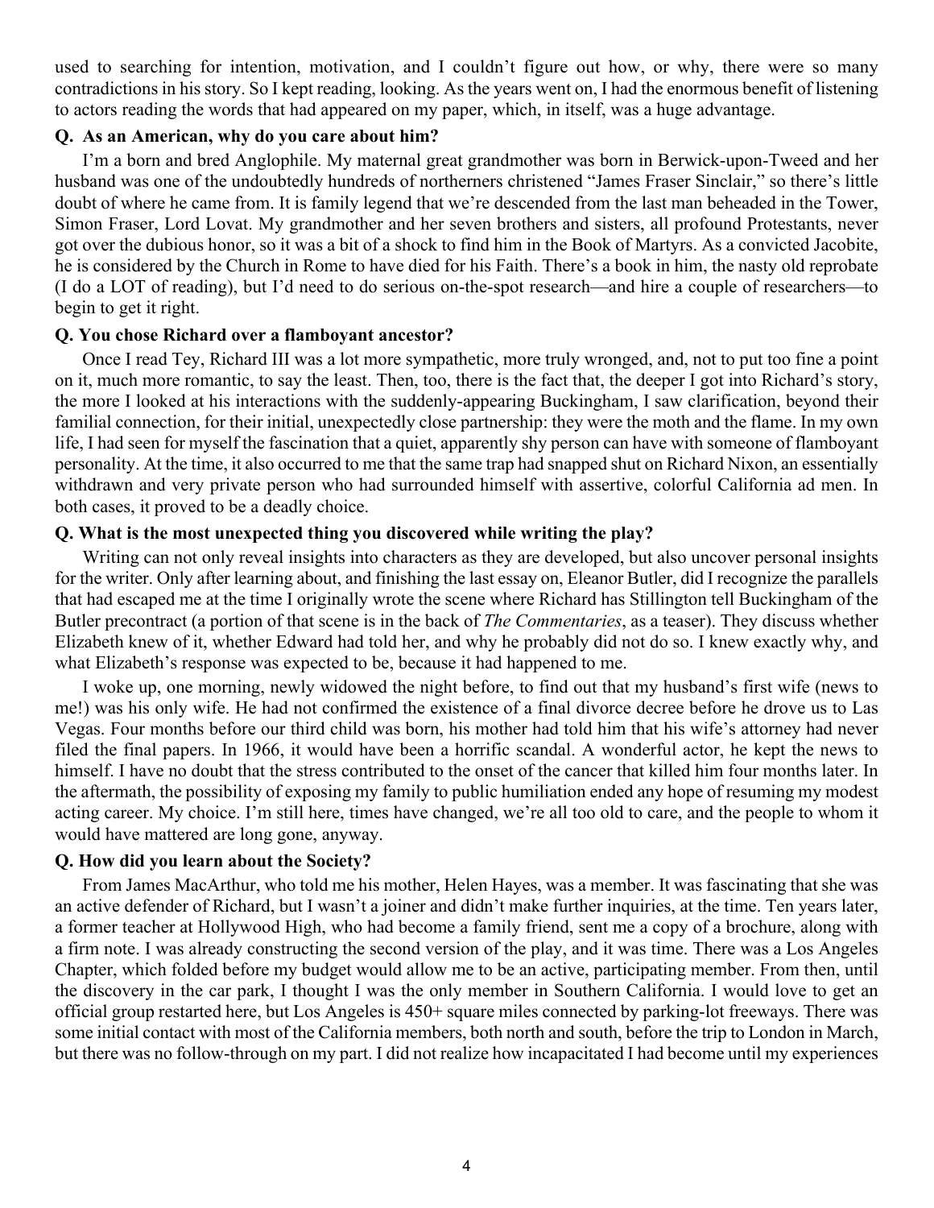used to searching for intention, motivation, and I couldn't figure out how, or why, there were so many contradictions in his story. So I kept reading, looking. As the years went on, I had the enormous benefit of listening to actors reading the words that had appeared on my paper, which, in itself, was a huge advantage.

**Q. As an American, why do you care about him?**

I'm a born and bred Anglophile. My maternal great grandmother was born in Berwick-upon-Tweed and her husband was one of the undoubtedly hundreds of northerners christened "James Fraser Sinclair," so there's little doubt of where he came from. It is family legend that we're descended from the last man beheaded in the Tower, Simon Fraser, Lord Lovat. My grandmother and her seven brothers and sisters, all profound Protestants, never got over the dubious honor, so it was a bit of a shock to find him in the Book of Martyrs. As a convicted Jacobite, he is considered by the Church in Rome to have died for his Faith. There's a book in him, the nasty old reprobate (I do a LOT of reading), but I'd need to do serious on-the-spot research—and hire a couple of researchers—to begin to get it right.

**Q. You chose Richard over a flamboyant ancestor?**

Once I read Tey, Richard III was a lot more sympathetic, more truly wronged, and, not to put too fine a point on it, much more romantic, to say the least. Then, too, there is the fact that, the deeper I got into Richard's story, the more I looked at his interactions with the suddenly-appearing Buckingham, I saw clarification, beyond their familial connection, for their initial, unexpectedly close partnership: they were the moth and the flame. In my own life, I had seen for myself the fascination that a quiet, apparently shy person can have with someone of flamboyant personality. At the time, it also occurred to me that the same trap had snapped shut on Richard Nixon, an essentially withdrawn and very private person who had surrounded himself with assertive, colorful California ad men. In both cases, it proved to be a deadly choice.

**Q. What is the most unexpected thing you discovered while writing the play?**

Writing can not only reveal insights into characters as they are developed, but also uncover personal insights for the writer. Only after learning about, and finishing the last essay on, Eleanor Butler, did I recognize the parallels that had escaped me at the time I originally wrote the scene where Richard has Stillington tell Buckingham of the Butler precontract (a portion of that scene is in the back of *The Commentaries*, as a teaser). They discuss whether Elizabeth knew of it, whether Edward had told her, and why he probably did not do so. I knew exactly why, and what Elizabeth's response was expected to be, because it had happened to me.

I woke up, one morning, newly widowed the night before, to find out that my husband's first wife (news to me!) was his only wife. He had not confirmed the existence of a final divorce decree before he drove us to Las Vegas. Four months before our third child was born, his mother had told him that his wife's attorney had never filed the final papers. In 1966, it would have been a horrific scandal. A wonderful actor, he kept the news to himself. I have no doubt that the stress contributed to the onset of the cancer that killed him four months later. In the aftermath, the possibility of exposing my family to public humiliation ended any hope of resuming my modest acting career. My choice. I'm still here, times have changed, we're all too old to care, and the people to whom it would have mattered are long gone, anyway.

**Q. How did you learn about the Society?**

From James MacArthur, who told me his mother, Helen Hayes, was a member. It was fascinating that she was an active defender of Richard, but I wasn't a joiner and didn't make further inquiries, at the time. Ten years later, a former teacher at Hollywood High, who had become a family friend, sent me a copy of a brochure, along with a firm note. I was already constructing the second version of the play, and it was time. There was a Los Angeles Chapter, which folded before my budget would allow me to be an active, participating member. From then, until the discovery in the car park, I thought I was the only member in Southern California. I would love to get an official group restarted here, but Los Angeles is 450+ square miles connected by parking-lot freeways. There was some initial contact with most of the California members, both north and south, before the trip to London in March, but there was no follow-through on my part. I did not realize how incapacitated I had become until my experiences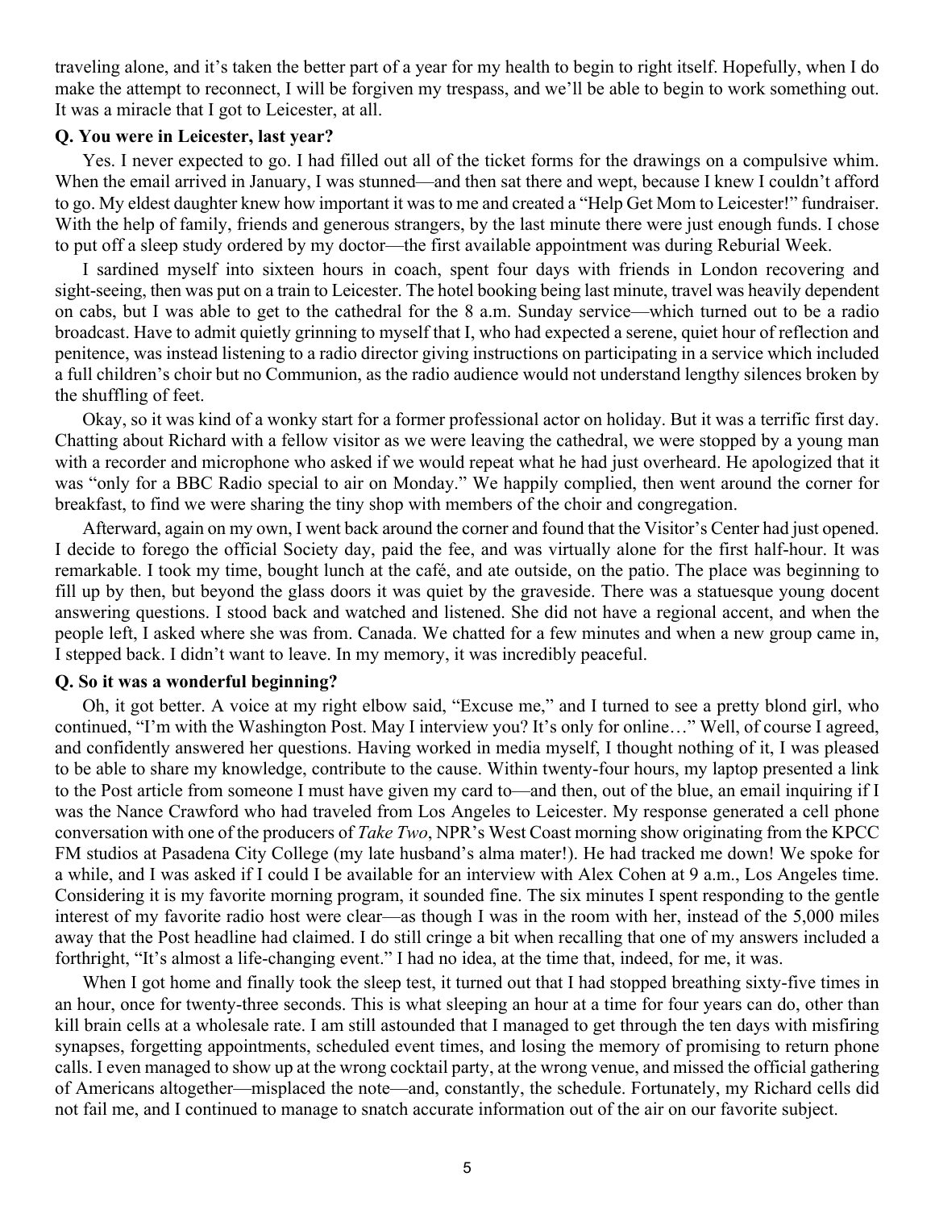traveling alone, and it's taken the better part of a year for my health to begin to right itself. Hopefully, when I do make the attempt to reconnect, I will be forgiven my trespass, and we'll be able to begin to work something out. It was a miracle that I got to Leicester, at all.

**Q. You were in Leicester, last year?**

Yes. I never expected to go. I had filled out all of the ticket forms for the drawings on a compulsive whim. When the email arrived in January, I was stunned—and then sat there and wept, because I knew I couldn't afford to go. My eldest daughter knew how important it was to me and created a "Help Get Mom to Leicester!" fundraiser. With the help of family, friends and generous strangers, by the last minute there were just enough funds. I chose to put off a sleep study ordered by my doctor—the first available appointment was during Reburial Week.

I sardined myself into sixteen hours in coach, spent four days with friends in London recovering and sight-seeing, then was put on a train to Leicester. The hotel booking being last minute, travel was heavily dependent on cabs, but I was able to get to the cathedral for the 8 a.m. Sunday service—which turned out to be a radio broadcast. Have to admit quietly grinning to myself that I, who had expected a serene, quiet hour of reflection and penitence, was instead listening to a radio director giving instructions on participating in a service which included a full children's choir but no Communion, as the radio audience would not understand lengthy silences broken by the shuffling of feet.

Okay, so it was kind of a wonky start for a former professional actor on holiday. But it was a terrific first day. Chatting about Richard with a fellow visitor as we were leaving the cathedral, we were stopped by a young man with a recorder and microphone who asked if we would repeat what he had just overheard. He apologized that it was "only for a BBC Radio special to air on Monday." We happily complied, then went around the corner for breakfast, to find we were sharing the tiny shop with members of the choir and congregation.

Afterward, again on my own, I went back around the corner and found that the Visitor's Center had just opened. I decide to forego the official Society day, paid the fee, and was virtually alone for the first half-hour. It was remarkable. I took my time, bought lunch at the café, and ate outside, on the patio. The place was beginning to fill up by then, but beyond the glass doors it was quiet by the graveside. There was a statuesque young docent answering questions. I stood back and watched and listened. She did not have a regional accent, and when the people left, I asked where she was from. Canada. We chatted for a few minutes and when a new group came in, I stepped back. I didn't want to leave. In my memory, it was incredibly peaceful.

**Q. So it was a wonderful beginning?**

Oh, it got better. A voice at my right elbow said, "Excuse me," and I turned to see a pretty blond girl, who continued, "I'm with the Washington Post. May I interview you? It's only for online…" Well, of course I agreed, and confidently answered her questions. Having worked in media myself, I thought nothing of it, I was pleased to be able to share my knowledge, contribute to the cause. Within twenty-four hours, my laptop presented a link to the Post article from someone I must have given my card to—and then, out of the blue, an email inquiring if I was the Nance Crawford who had traveled from Los Angeles to Leicester. My response generated a cell phone conversation with one of the producers of *Take Two*, NPR's West Coast morning show originating from the KPCC FM studios at Pasadena City College (my late husband's alma mater!). He had tracked me down! We spoke for a while, and I was asked if I could I be available for an interview with Alex Cohen at 9 a.m., Los Angeles time. Considering it is my favorite morning program, it sounded fine. The six minutes I spent responding to the gentle interest of my favorite radio host were clear—as though I was in the room with her, instead of the 5,000 miles away that the Post headline had claimed. I do still cringe a bit when recalling that one of my answers included a forthright, "It's almost a life-changing event." I had no idea, at the time that, indeed, for me, it was.

When I got home and finally took the sleep test, it turned out that I had stopped breathing sixty-five times in an hour, once for twenty-three seconds. This is what sleeping an hour at a time for four years can do, other than kill brain cells at a wholesale rate. I am still astounded that I managed to get through the ten days with misfiring synapses, forgetting appointments, scheduled event times, and losing the memory of promising to return phone calls. I even managed to show up at the wrong cocktail party, at the wrong venue, and missed the official gathering of Americans altogether—misplaced the note—and, constantly, the schedule. Fortunately, my Richard cells did not fail me, and I continued to manage to snatch accurate information out of the air on our favorite subject.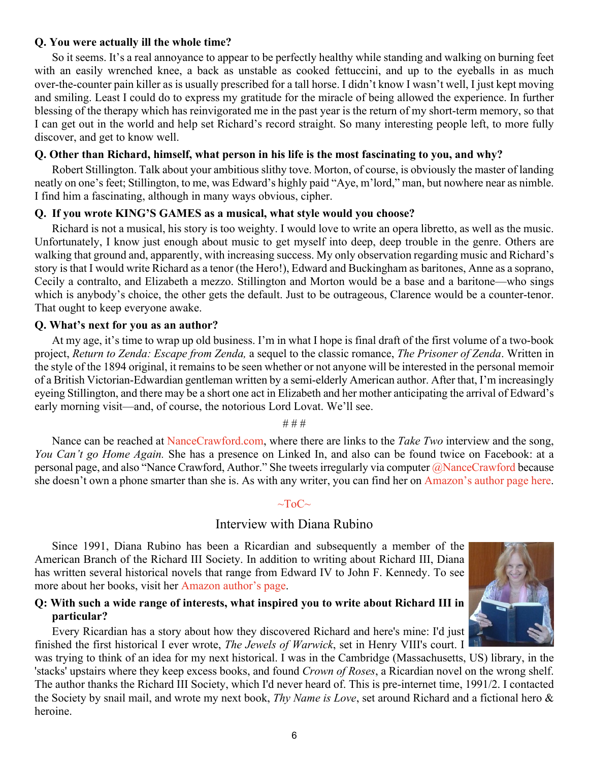**Q. You were actually ill the whole time?**

So it seems. It's a real annoyance to appear to be perfectly healthy while standing and walking on burning feet with an easily wrenched knee, a back as unstable as cooked fettuccini, and up to the eyeballs in as much over-the-counter pain killer as is usually prescribed for a tall horse. I didn't know I wasn't well, I just kept moving and smiling. Least I could do to express my gratitude for the miracle of being allowed the experience. In further blessing of the therapy which has reinvigorated me in the past year is the return of my short-term memory, so that I can get out in the world and help set Richard's record straight. So many interesting people left, to more fully discover, and get to know well.

**Q. Other than Richard, himself, what person in his life is the most fascinating to you, and why?**

Robert Stillington. Talk about your ambitious slithy tove. Morton, of course, is obviously the master of landing neatly on one's feet; Stillington, to me, was Edward's highly paid "Aye, m'lord," man, but nowhere near as nimble. I find him a fascinating, although in many ways obvious, cipher.

**Q. If you wrote KING'S GAMES as a musical, what style would you choose?**

Richard is not a musical, his story is too weighty. I would love to write an opera libretto, as well as the music. Unfortunately, I know just enough about music to get myself into deep, deep trouble in the genre. Others are walking that ground and, apparently, with increasing success. My only observation regarding music and Richard's story is that I would write Richard as a tenor (the Hero!), Edward and Buckingham as baritones, Anne as a soprano, Cecily a contralto, and Elizabeth a mezzo. Stillington and Morton would be a base and a baritone—who sings which is anybody's choice, the other gets the default. Just to be outrageous, Clarence would be a counter-tenor. That ought to keep everyone awake.

**Q. What's next for you as an author?**

At my age, it's time to wrap up old business. I'm in what I hope is final draft of the first volume of a two-book project, *Return to Zenda: Escape from Zenda,* a sequel to the classic romance, *The Prisoner of Zenda*. Written in the style of the 1894 original, it remains to be seen whether or not anyone will be interested in the personal memoir of a British Victorian-Edwardian gentleman written by a semi-elderly American author. After that, I'm increasingly eyeing Stillington, and there may be a short one act in Elizabeth and her mother anticipating the arrival of Edward's early morning visit—and, of course, the notorious Lord Lovat. We'll see.

# # #

Nance can be reached at NanceCrawford.com, where there are links to the *Take Two* interview and the song, *You Can't go Home Again.* She has a presence on Linked In, and also can be found twice on Facebook: at a personal page, and also "Nance Crawford, Author." She tweets irregularly via computer @NanceCrawford because she doesn't own a phone smarter than she is. As with any writer, you can find her on Amazon's author page here.

~ToC~

## Interview with Diana Rubino

Since 1991, Diana Rubino has been a Ricardian and subsequently a member of the American Branch of the Richard III Society. In addition to writing about Richard III, Diana has written several historical novels that range from Edward IV to John F. Kennedy. To see more about her books, visit her Amazon author's page.

**Q: With such a wide range of interests, what inspired you to write about Richard III in particular?**

Every Ricardian has a story about how they discovered Richard and here's mine: I'd just finished the first historical I ever wrote, *The Jewels of Warwick*, set in Henry VIII's court. I was trying to think of an idea for my next historical. I was in the Cambridge (Massachusetts, US) library, in the 'stacks' upstairs where they keep excess books, and found *Crown of Roses*, a Ricardian novel on the wrong shelf. The author thanks the Richard III Society, which I'd never heard of. This is pre-internet time, 1991/2. I contacted the Society by snail mail, and wrote my next book, *Thy Name is Love*, set around Richard and a fictional hero & heroine.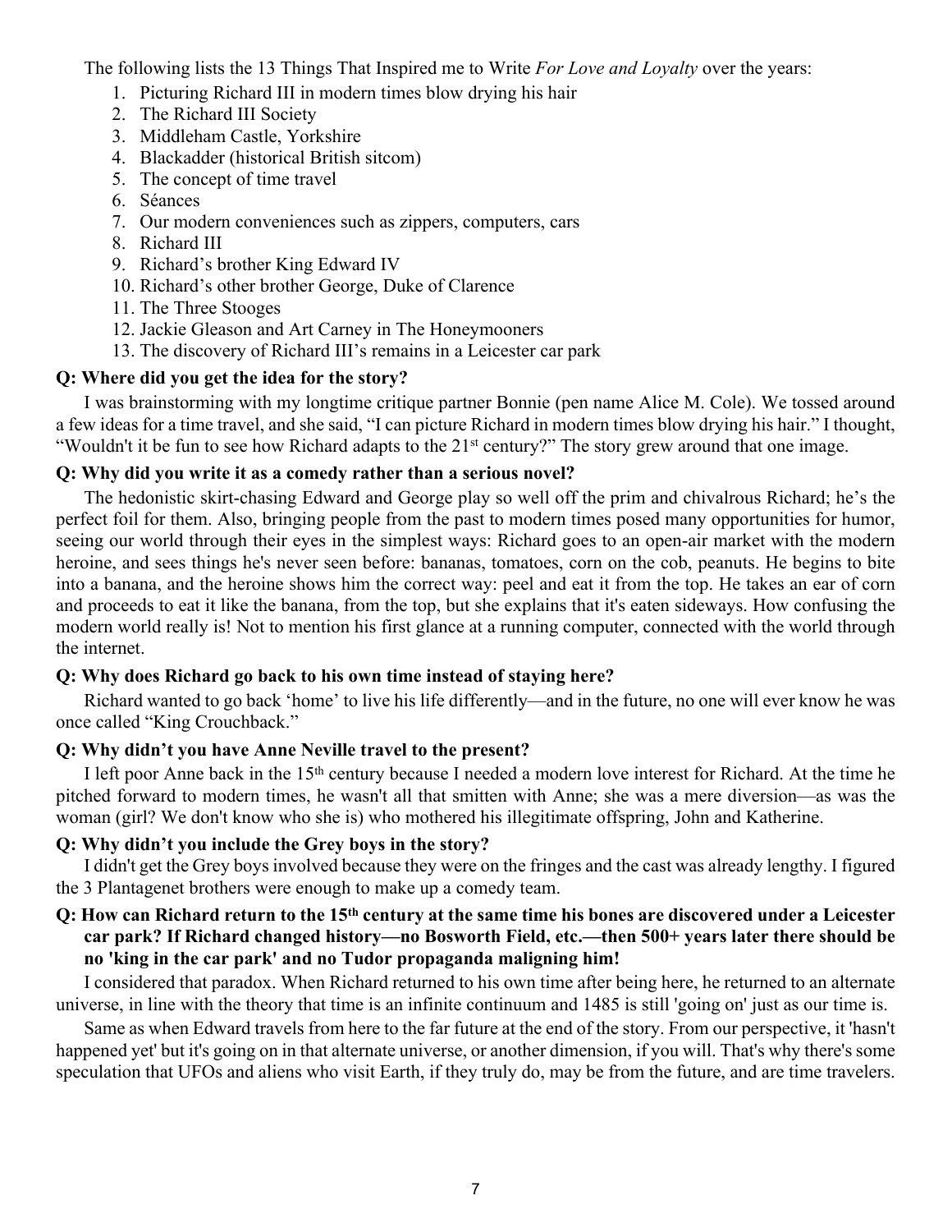The following lists the 13 Things That Inspired me to Write *For Love and Loyalty* over the years:

1. Picturing Richard III in modern times blow drying his hair
2. The Richard III Society
3. Middleham Castle, Yorkshire
4. Blackadder (historical British sitcom)
5. The concept of time travel
6. Séances
7. Our modern conveniences such as zippers, computers, cars
8. Richard III
9. Richard's brother King Edward IV
10. Richard's other brother George, Duke of Clarence
11. The Three Stooges
12. Jackie Gleason and Art Carney in The Honeymooners
13. The discovery of Richard III's remains in a Leicester car park

**Q: Where did you get the idea for the story?**

I was brainstorming with my longtime critique partner Bonnie (pen name Alice M. Cole). We tossed around a few ideas for a time travel, and she said, "I can picture Richard in modern times blow drying his hair." I thought, "Wouldn't it be fun to see how Richard adapts to the 21st century?" The story grew around that one image.

**Q: Why did you write it as a comedy rather than a serious novel?**

The hedonistic skirt-chasing Edward and George play so well off the prim and chivalrous Richard; he's the perfect foil for them. Also, bringing people from the past to modern times posed many opportunities for humor, seeing our world through their eyes in the simplest ways: Richard goes to an open-air market with the modern heroine, and sees things he's never seen before: bananas, tomatoes, corn on the cob, peanuts. He begins to bite into a banana, and the heroine shows him the correct way: peel and eat it from the top. He takes an ear of corn and proceeds to eat it like the banana, from the top, but she explains that it's eaten sideways. How confusing the modern world really is! Not to mention his first glance at a running computer, connected with the world through the internet.

**Q: Why does Richard go back to his own time instead of staying here?**

Richard wanted to go back 'home' to live his life differently—and in the future, no one will ever know he was once called "King Crouchback."

**Q: Why didn't you have Anne Neville travel to the present?**

I left poor Anne back in the 15th century because I needed a modern love interest for Richard. At the time he pitched forward to modern times, he wasn't all that smitten with Anne; she was a mere diversion—as was the woman (girl? We don't know who she is) who mothered his illegitimate offspring, John and Katherine.

**Q: Why didn't you include the Grey boys in the story?**

I didn't get the Grey boys involved because they were on the fringes and the cast was already lengthy. I figured the 3 Plantagenet brothers were enough to make up a comedy team.

**Q: How can Richard return to the 15th century at the same time his bones are discovered under a Leicester car park? If Richard changed history—no Bosworth Field, etc.—then 500+ years later there should be no 'king in the car park' and no Tudor propaganda maligning him!**

I considered that paradox. When Richard returned to his own time after being here, he returned to an alternate universe, in line with the theory that time is an infinite continuum and 1485 is still 'going on' just as our time is.

Same as when Edward travels from here to the far future at the end of the story. From our perspective, it 'hasn't happened yet' but it's going on in that alternate universe, or another dimension, if you will. That's why there's some speculation that UFOs and aliens who visit Earth, if they truly do, may be from the future, and are time travelers.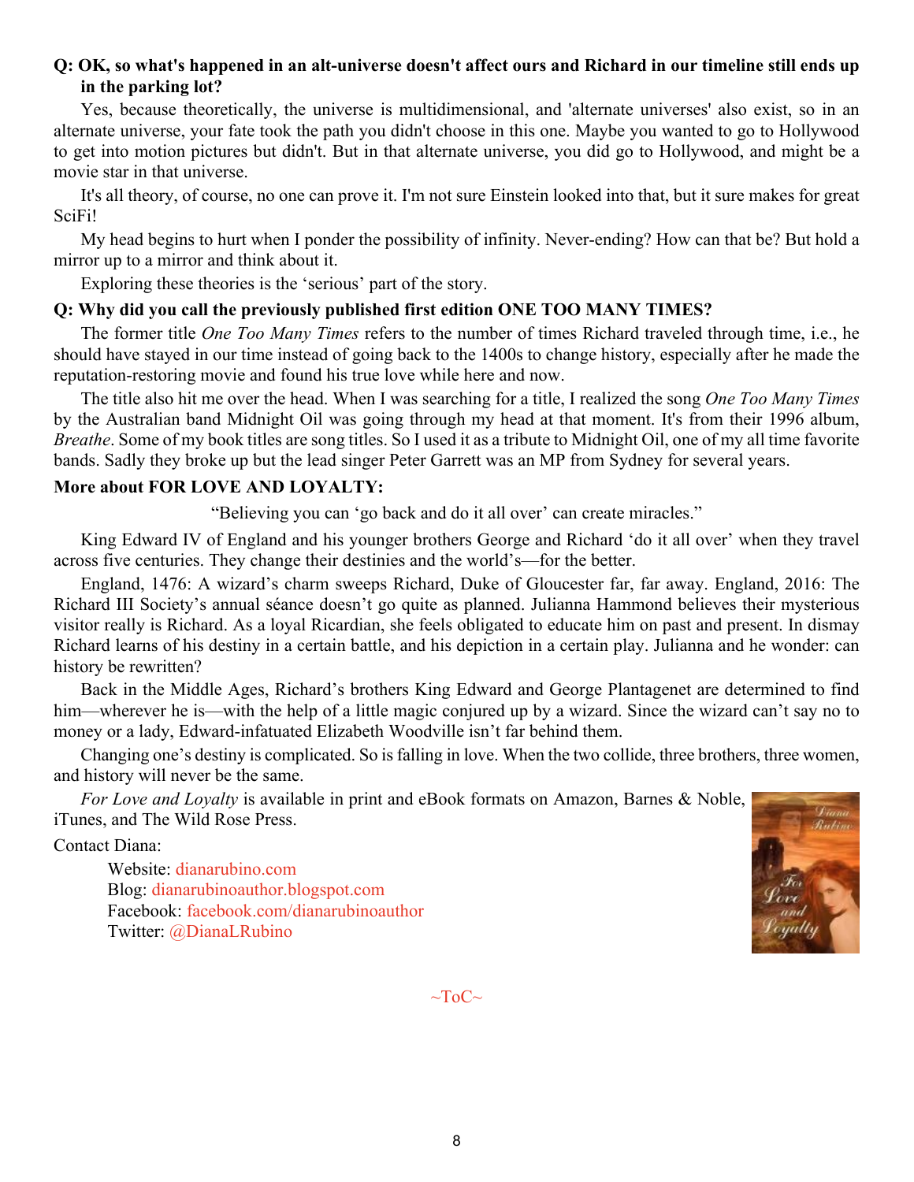**Q: OK, so what's happened in an alt-universe doesn't affect ours and Richard in our timeline still ends up in the parking lot?**

Yes, because theoretically, the universe is multidimensional, and 'alternate universes' also exist, so in an alternate universe, your fate took the path you didn't choose in this one. Maybe you wanted to go to Hollywood to get into motion pictures but didn't. But in that alternate universe, you did go to Hollywood, and might be a movie star in that universe.

It's all theory, of course, no one can prove it. I'm not sure Einstein looked into that, but it sure makes for great SciFi!

My head begins to hurt when I ponder the possibility of infinity. Never-ending? How can that be? But hold a mirror up to a mirror and think about it.

Exploring these theories is the 'serious' part of the story.

**Q: Why did you call the previously published first edition ONE TOO MANY TIMES?**

The former title *One Too Many Times* refers to the number of times Richard traveled through time, i.e., he should have stayed in our time instead of going back to the 1400s to change history, especially after he made the reputation-restoring movie and found his true love while here and now.

The title also hit me over the head. When I was searching for a title, I realized the song *One Too Many Times* by the Australian band Midnight Oil was going through my head at that moment. It's from their 1996 album, *Breathe*. Some of my book titles are song titles. So I used it as a tribute to Midnight Oil, one of my all time favorite bands. Sadly they broke up but the lead singer Peter Garrett was an MP from Sydney for several years.

**More about FOR LOVE AND LOYALTY:**

"Believing you can 'go back and do it all over' can create miracles."

King Edward IV of England and his younger brothers George and Richard 'do it all over' when they travel across five centuries. They change their destinies and the world's—for the better.

England, 1476: A wizard's charm sweeps Richard, Duke of Gloucester far, far away. England, 2016: The Richard III Society's annual séance doesn't go quite as planned. Julianna Hammond believes their mysterious visitor really is Richard. As a loyal Ricardian, she feels obligated to educate him on past and present. In dismay Richard learns of his destiny in a certain battle, and his depiction in a certain play. Julianna and he wonder: can history be rewritten?

Back in the Middle Ages, Richard's brothers King Edward and George Plantagenet are determined to find him—wherever he is—with the help of a little magic conjured up by a wizard. Since the wizard can't say no to money or a lady, Edward-infatuated Elizabeth Woodville isn't far behind them.

Changing one's destiny is complicated. So is falling in love. When the two collide, three brothers, three women, and history will never be the same.

*For Love and Loyalty* is available in print and eBook formats on Amazon, Barnes & Noble, iTunes, and The Wild Rose Press.

Contact Diana:

Website: dianarubino.com
Blog: dianarubinoauthor.blogspot.com
Facebook: facebook.com/dianarubinoauthor
Twitter: @DianaLRubino

~ToC~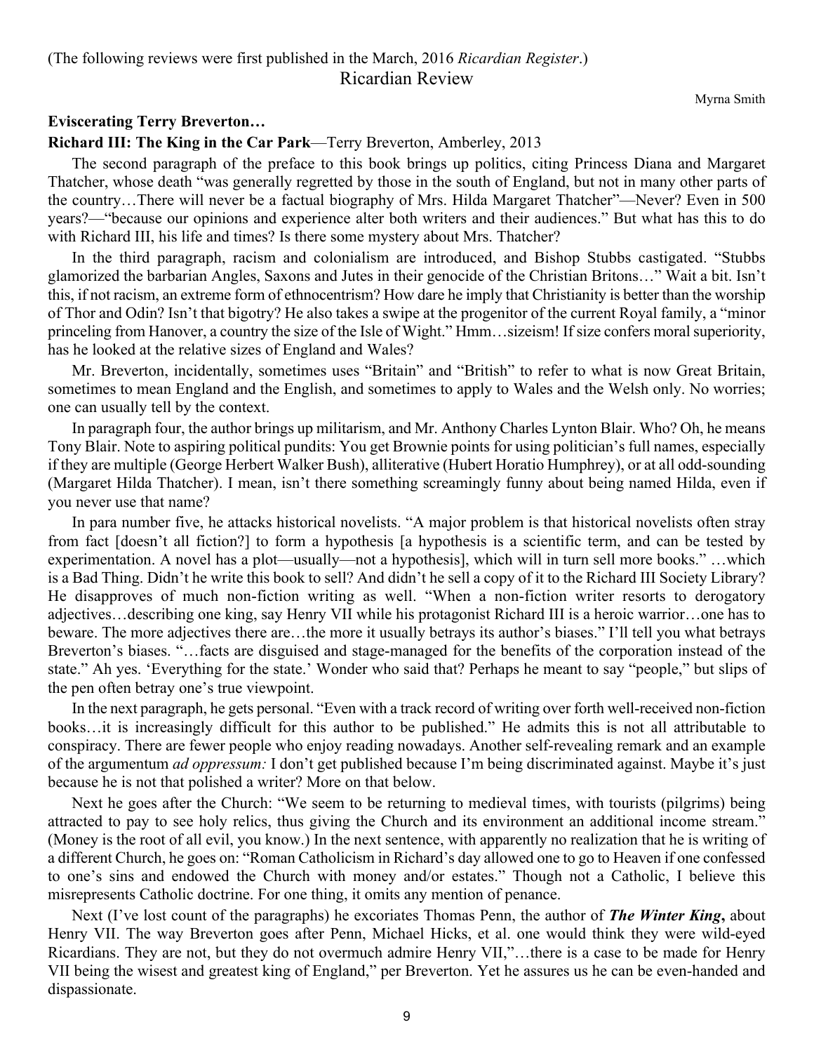(The following reviews were first published in the March, 2016 *Ricardian Register*.)

## Ricardian Review

Myrna Smith

**Eviscerating Terry Breverton…**

**Richard III: The King in the Car Park**—Terry Breverton, Amberley, 2013

The second paragraph of the preface to this book brings up politics, citing Princess Diana and Margaret Thatcher, whose death "was generally regretted by those in the south of England, but not in many other parts of the country…There will never be a factual biography of Mrs. Hilda Margaret Thatcher"—Never? Even in 500 years?—"because our opinions and experience alter both writers and their audiences." But what has this to do with Richard III, his life and times? Is there some mystery about Mrs. Thatcher?

In the third paragraph, racism and colonialism are introduced, and Bishop Stubbs castigated. "Stubbs glamorized the barbarian Angles, Saxons and Jutes in their genocide of the Christian Britons…" Wait a bit. Isn't this, if not racism, an extreme form of ethnocentrism? How dare he imply that Christianity is better than the worship of Thor and Odin? Isn't that bigotry? He also takes a swipe at the progenitor of the current Royal family, a "minor princeling from Hanover, a country the size of the Isle of Wight." Hmm…sizeism! If size confers moral superiority, has he looked at the relative sizes of England and Wales?

Mr. Breverton, incidentally, sometimes uses "Britain" and "British" to refer to what is now Great Britain, sometimes to mean England and the English, and sometimes to apply to Wales and the Welsh only. No worries; one can usually tell by the context.

In paragraph four, the author brings up militarism, and Mr. Anthony Charles Lynton Blair. Who? Oh, he means Tony Blair. Note to aspiring political pundits: You get Brownie points for using politician's full names, especially if they are multiple (George Herbert Walker Bush), alliterative (Hubert Horatio Humphrey), or at all odd-sounding (Margaret Hilda Thatcher). I mean, isn't there something screamingly funny about being named Hilda, even if you never use that name?

In para number five, he attacks historical novelists. "A major problem is that historical novelists often stray from fact [doesn't all fiction?] to form a hypothesis [a hypothesis is a scientific term, and can be tested by experimentation. A novel has a plot—usually—not a hypothesis], which will in turn sell more books." …which is a Bad Thing. Didn't he write this book to sell? And didn't he sell a copy of it to the Richard III Society Library? He disapproves of much non-fiction writing as well. "When a non-fiction writer resorts to derogatory adjectives…describing one king, say Henry VII while his protagonist Richard III is a heroic warrior…one has to beware. The more adjectives there are…the more it usually betrays its author's biases." I'll tell you what betrays Breverton's biases. "…facts are disguised and stage-managed for the benefits of the corporation instead of the state." Ah yes. 'Everything for the state.' Wonder who said that? Perhaps he meant to say "people," but slips of the pen often betray one's true viewpoint.

In the next paragraph, he gets personal. "Even with a track record of writing over forth well-received non-fiction books…it is increasingly difficult for this author to be published." He admits this is not all attributable to conspiracy. There are fewer people who enjoy reading nowadays. Another self-revealing remark and an example of the argumentum *ad oppressum:* I don't get published because I'm being discriminated against. Maybe it's just because he is not that polished a writer? More on that below.

Next he goes after the Church: "We seem to be returning to medieval times, with tourists (pilgrims) being attracted to pay to see holy relics, thus giving the Church and its environment an additional income stream." (Money is the root of all evil, you know.) In the next sentence, with apparently no realization that he is writing of a different Church, he goes on: "Roman Catholicism in Richard's day allowed one to go to Heaven if one confessed to one's sins and endowed the Church with money and/or estates." Though not a Catholic, I believe this misrepresents Catholic doctrine. For one thing, it omits any mention of penance.

Next (I've lost count of the paragraphs) he excoriates Thomas Penn, the author of ***The Winter King*,** about Henry VII. The way Breverton goes after Penn, Michael Hicks, et al. one would think they were wild-eyed Ricardians. They are not, but they do not overmuch admire Henry VII,"…there is a case to be made for Henry VII being the wisest and greatest king of England," per Breverton. Yet he assures us he can be even-handed and dispassionate.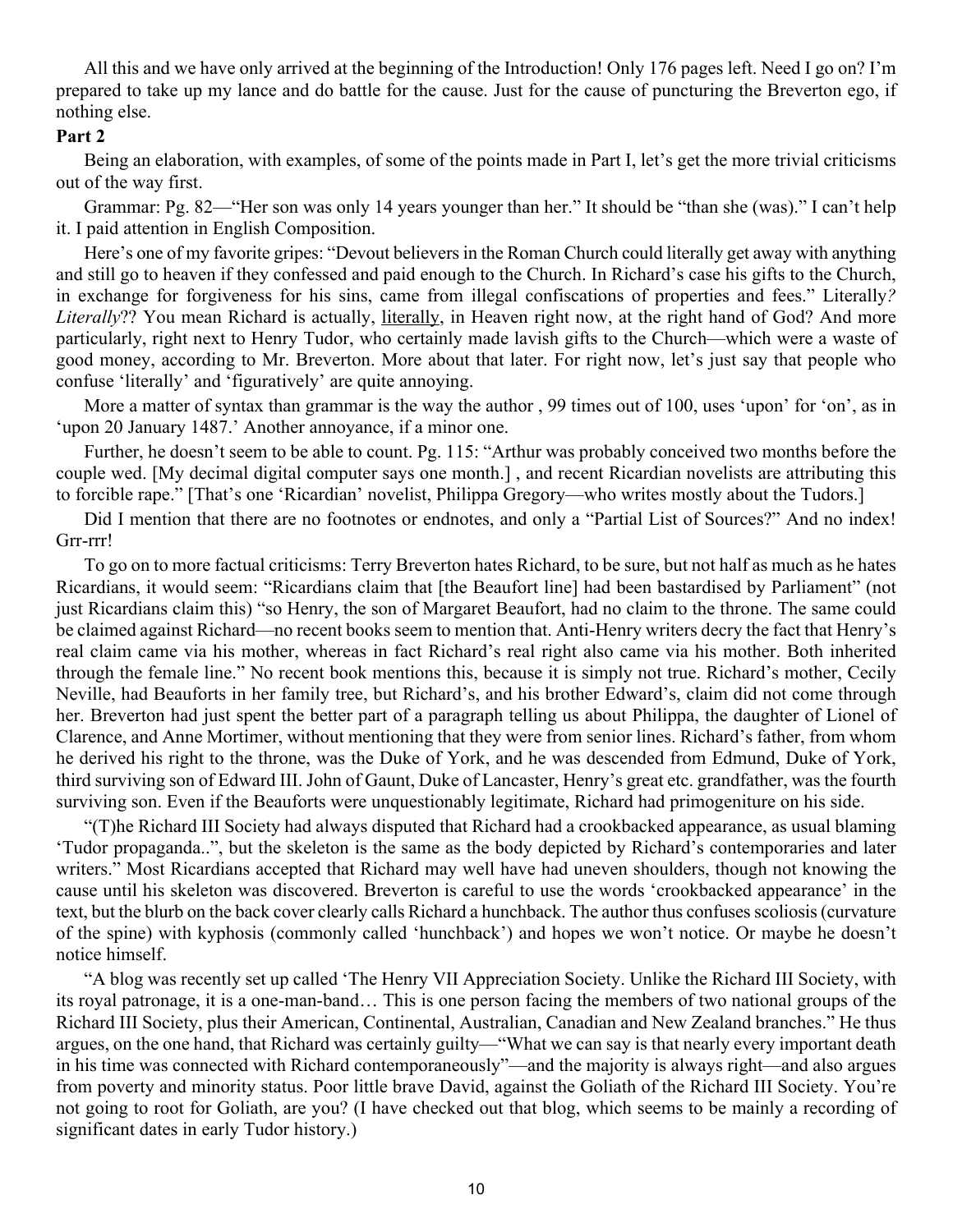All this and we have only arrived at the beginning of the Introduction! Only 176 pages left. Need I go on? I'm prepared to take up my lance and do battle for the cause. Just for the cause of puncturing the Breverton ego, if nothing else.

**Part 2**

Being an elaboration, with examples, of some of the points made in Part I, let's get the more trivial criticisms out of the way first.

Grammar: Pg. 82—"Her son was only 14 years younger than her." It should be "than she (was)." I can't help it. I paid attention in English Composition.

Here's one of my favorite gripes: "Devout believers in the Roman Church could literally get away with anything and still go to heaven if they confessed and paid enough to the Church. In Richard's case his gifts to the Church, in exchange for forgiveness for his sins, came from illegal confiscations of properties and fees." Literally*? Literally*?? You mean Richard is actually, <u>literally</u>, in Heaven right now, at the right hand of God? And more particularly, right next to Henry Tudor, who certainly made lavish gifts to the Church—which were a waste of good money, according to Mr. Breverton. More about that later. For right now, let's just say that people who confuse 'literally' and 'figuratively' are quite annoying.

More a matter of syntax than grammar is the way the author , 99 times out of 100, uses 'upon' for 'on', as in 'upon 20 January 1487.' Another annoyance, if a minor one.

Further, he doesn't seem to be able to count. Pg. 115: "Arthur was probably conceived two months before the couple wed. [My decimal digital computer says one month.] , and recent Ricardian novelists are attributing this to forcible rape." [That's one 'Ricardian' novelist, Philippa Gregory—who writes mostly about the Tudors.]

Did I mention that there are no footnotes or endnotes, and only a "Partial List of Sources?" And no index! Grr-rrr!

To go on to more factual criticisms: Terry Breverton hates Richard, to be sure, but not half as much as he hates Ricardians, it would seem: "Ricardians claim that [the Beaufort line] had been bastardised by Parliament" (not just Ricardians claim this) "so Henry, the son of Margaret Beaufort, had no claim to the throne. The same could be claimed against Richard—no recent books seem to mention that. Anti-Henry writers decry the fact that Henry's real claim came via his mother, whereas in fact Richard's real right also came via his mother. Both inherited through the female line." No recent book mentions this, because it is simply not true. Richard's mother, Cecily Neville, had Beauforts in her family tree, but Richard's, and his brother Edward's, claim did not come through her. Breverton had just spent the better part of a paragraph telling us about Philippa, the daughter of Lionel of Clarence, and Anne Mortimer, without mentioning that they were from senior lines. Richard's father, from whom he derived his right to the throne, was the Duke of York, and he was descended from Edmund, Duke of York, third surviving son of Edward III. John of Gaunt, Duke of Lancaster, Henry's great etc. grandfather, was the fourth surviving son. Even if the Beauforts were unquestionably legitimate, Richard had primogeniture on his side.

"(T)he Richard III Society had always disputed that Richard had a crookbacked appearance, as usual blaming 'Tudor propaganda..", but the skeleton is the same as the body depicted by Richard's contemporaries and later writers." Most Ricardians accepted that Richard may well have had uneven shoulders, though not knowing the cause until his skeleton was discovered. Breverton is careful to use the words 'crookbacked appearance' in the text, but the blurb on the back cover clearly calls Richard a hunchback. The author thus confuses scoliosis (curvature of the spine) with kyphosis (commonly called 'hunchback') and hopes we won't notice. Or maybe he doesn't notice himself.

"A blog was recently set up called 'The Henry VII Appreciation Society. Unlike the Richard III Society, with its royal patronage, it is a one-man-band… This is one person facing the members of two national groups of the Richard III Society, plus their American, Continental, Australian, Canadian and New Zealand branches." He thus argues, on the one hand, that Richard was certainly guilty—"What we can say is that nearly every important death in his time was connected with Richard contemporaneously"—and the majority is always right—and also argues from poverty and minority status. Poor little brave David, against the Goliath of the Richard III Society. You're not going to root for Goliath, are you? (I have checked out that blog, which seems to be mainly a recording of significant dates in early Tudor history.)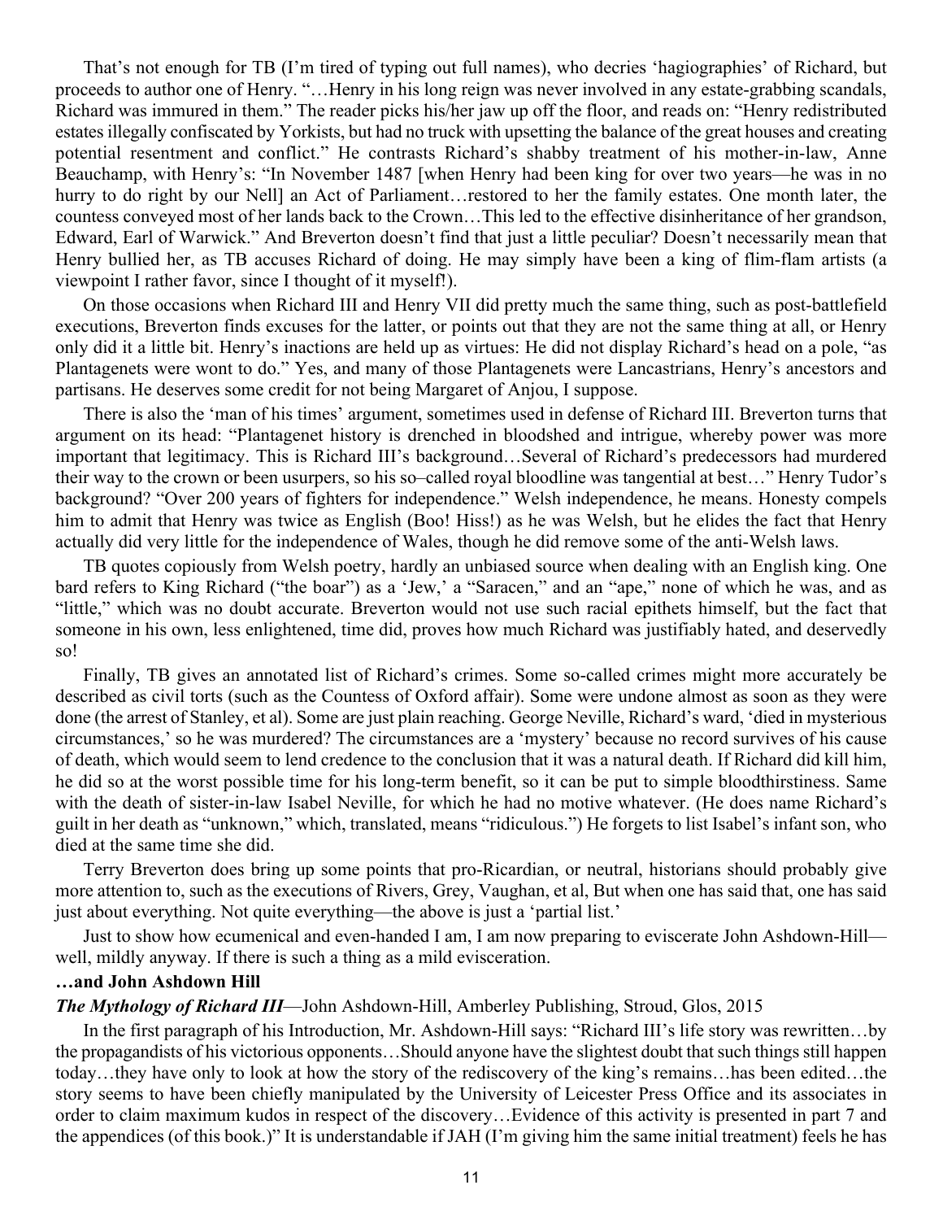That's not enough for TB (I'm tired of typing out full names), who decries 'hagiographies' of Richard, but proceeds to author one of Henry. "…Henry in his long reign was never involved in any estate-grabbing scandals, Richard was immured in them." The reader picks his/her jaw up off the floor, and reads on: "Henry redistributed estates illegally confiscated by Yorkists, but had no truck with upsetting the balance of the great houses and creating potential resentment and conflict." He contrasts Richard's shabby treatment of his mother-in-law, Anne Beauchamp, with Henry's: "In November 1487 [when Henry had been king for over two years—he was in no hurry to do right by our Nell] an Act of Parliament…restored to her the family estates. One month later, the countess conveyed most of her lands back to the Crown…This led to the effective disinheritance of her grandson, Edward, Earl of Warwick." And Breverton doesn't find that just a little peculiar? Doesn't necessarily mean that Henry bullied her, as TB accuses Richard of doing. He may simply have been a king of flim-flam artists (a viewpoint I rather favor, since I thought of it myself!).

On those occasions when Richard III and Henry VII did pretty much the same thing, such as post-battlefield executions, Breverton finds excuses for the latter, or points out that they are not the same thing at all, or Henry only did it a little bit. Henry's inactions are held up as virtues: He did not display Richard's head on a pole, "as Plantagenets were wont to do." Yes, and many of those Plantagenets were Lancastrians, Henry's ancestors and partisans. He deserves some credit for not being Margaret of Anjou, I suppose.

There is also the 'man of his times' argument, sometimes used in defense of Richard III. Breverton turns that argument on its head: "Plantagenet history is drenched in bloodshed and intrigue, whereby power was more important that legitimacy. This is Richard III's background…Several of Richard's predecessors had murdered their way to the crown or been usurpers, so his so–called royal bloodline was tangential at best…" Henry Tudor's background? "Over 200 years of fighters for independence." Welsh independence, he means. Honesty compels him to admit that Henry was twice as English (Boo! Hiss!) as he was Welsh, but he elides the fact that Henry actually did very little for the independence of Wales, though he did remove some of the anti-Welsh laws.

TB quotes copiously from Welsh poetry, hardly an unbiased source when dealing with an English king. One bard refers to King Richard ("the boar") as a 'Jew,' a "Saracen," and an "ape," none of which he was, and as "little," which was no doubt accurate. Breverton would not use such racial epithets himself, but the fact that someone in his own, less enlightened, time did, proves how much Richard was justifiably hated, and deservedly so!

Finally, TB gives an annotated list of Richard's crimes. Some so-called crimes might more accurately be described as civil torts (such as the Countess of Oxford affair). Some were undone almost as soon as they were done (the arrest of Stanley, et al). Some are just plain reaching. George Neville, Richard's ward, 'died in mysterious circumstances,' so he was murdered? The circumstances are a 'mystery' because no record survives of his cause of death, which would seem to lend credence to the conclusion that it was a natural death. If Richard did kill him, he did so at the worst possible time for his long-term benefit, so it can be put to simple bloodthirstiness. Same with the death of sister-in-law Isabel Neville, for which he had no motive whatever. (He does name Richard's guilt in her death as "unknown," which, translated, means "ridiculous.") He forgets to list Isabel's infant son, who died at the same time she did.

Terry Breverton does bring up some points that pro-Ricardian, or neutral, historians should probably give more attention to, such as the executions of Rivers, Grey, Vaughan, et al, But when one has said that, one has said just about everything. Not quite everything—the above is just a 'partial list.'

Just to show how ecumenical and even-handed I am, I am now preparing to eviscerate John Ashdown-Hill—well, mildly anyway. If there is such a thing as a mild evisceration.

### …and John Ashdown Hill

***The Mythology of Richard III***—John Ashdown-Hill, Amberley Publishing, Stroud, Glos, 2015

In the first paragraph of his Introduction, Mr. Ashdown-Hill says: "Richard III's life story was rewritten…by the propagandists of his victorious opponents…Should anyone have the slightest doubt that such things still happen today…they have only to look at how the story of the rediscovery of the king's remains…has been edited…the story seems to have been chiefly manipulated by the University of Leicester Press Office and its associates in order to claim maximum kudos in respect of the discovery…Evidence of this activity is presented in part 7 and the appendices (of this book.)" It is understandable if JAH (I'm giving him the same initial treatment) feels he has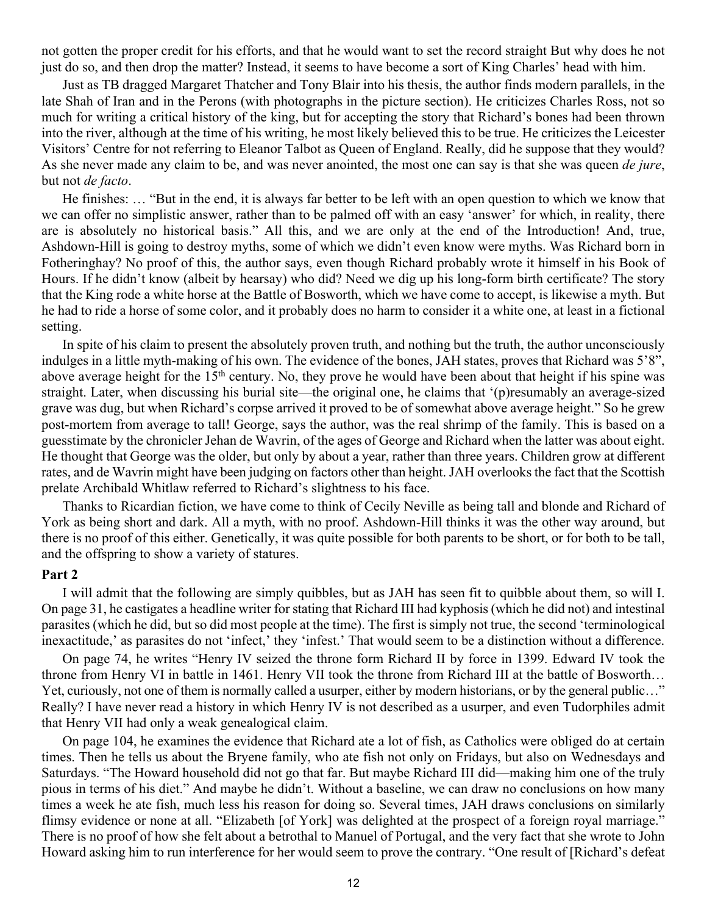not gotten the proper credit for his efforts, and that he would want to set the record straight But why does he not just do so, and then drop the matter? Instead, it seems to have become a sort of King Charles' head with him.

Just as TB dragged Margaret Thatcher and Tony Blair into his thesis, the author finds modern parallels, in the late Shah of Iran and in the Perons (with photographs in the picture section). He criticizes Charles Ross, not so much for writing a critical history of the king, but for accepting the story that Richard's bones had been thrown into the river, although at the time of his writing, he most likely believed this to be true. He criticizes the Leicester Visitors' Centre for not referring to Eleanor Talbot as Queen of England. Really, did he suppose that they would? As she never made any claim to be, and was never anointed, the most one can say is that she was queen *de jure*, but not *de facto*.

He finishes: … "But in the end, it is always far better to be left with an open question to which we know that we can offer no simplistic answer, rather than to be palmed off with an easy 'answer' for which, in reality, there are is absolutely no historical basis." All this, and we are only at the end of the Introduction! And, true, Ashdown-Hill is going to destroy myths, some of which we didn't even know were myths. Was Richard born in Fotheringhay? No proof of this, the author says, even though Richard probably wrote it himself in his Book of Hours. If he didn't know (albeit by hearsay) who did? Need we dig up his long-form birth certificate? The story that the King rode a white horse at the Battle of Bosworth, which we have come to accept, is likewise a myth. But he had to ride a horse of some color, and it probably does no harm to consider it a white one, at least in a fictional setting.

In spite of his claim to present the absolutely proven truth, and nothing but the truth, the author unconsciously indulges in a little myth-making of his own. The evidence of the bones, JAH states, proves that Richard was 5'8", above average height for the 15th century. No, they prove he would have been about that height if his spine was straight. Later, when discussing his burial site—the original one, he claims that '(p)resumably an average-sized grave was dug, but when Richard's corpse arrived it proved to be of somewhat above average height." So he grew post-mortem from average to tall! George, says the author, was the real shrimp of the family. This is based on a guesstimate by the chronicler Jehan de Wavrin, of the ages of George and Richard when the latter was about eight. He thought that George was the older, but only by about a year, rather than three years. Children grow at different rates, and de Wavrin might have been judging on factors other than height. JAH overlooks the fact that the Scottish prelate Archibald Whitlaw referred to Richard's slightness to his face.

Thanks to Ricardian fiction, we have come to think of Cecily Neville as being tall and blonde and Richard of York as being short and dark. All a myth, with no proof. Ashdown-Hill thinks it was the other way around, but there is no proof of this either. Genetically, it was quite possible for both parents to be short, or for both to be tall, and the offspring to show a variety of statures.

**Part 2**

I will admit that the following are simply quibbles, but as JAH has seen fit to quibble about them, so will I. On page 31, he castigates a headline writer for stating that Richard III had kyphosis (which he did not) and intestinal parasites (which he did, but so did most people at the time). The first is simply not true, the second 'terminological inexactitude,' as parasites do not 'infect,' they 'infest.' That would seem to be a distinction without a difference.

On page 74, he writes "Henry IV seized the throne form Richard II by force in 1399. Edward IV took the throne from Henry VI in battle in 1461. Henry VII took the throne from Richard III at the battle of Bosworth… Yet, curiously, not one of them is normally called a usurper, either by modern historians, or by the general public…" Really? I have never read a history in which Henry IV is not described as a usurper, and even Tudorphiles admit that Henry VII had only a weak genealogical claim.

On page 104, he examines the evidence that Richard ate a lot of fish, as Catholics were obliged do at certain times. Then he tells us about the Bryene family, who ate fish not only on Fridays, but also on Wednesdays and Saturdays. "The Howard household did not go that far. But maybe Richard III did—making him one of the truly pious in terms of his diet." And maybe he didn't. Without a baseline, we can draw no conclusions on how many times a week he ate fish, much less his reason for doing so. Several times, JAH draws conclusions on similarly flimsy evidence or none at all. "Elizabeth [of York] was delighted at the prospect of a foreign royal marriage." There is no proof of how she felt about a betrothal to Manuel of Portugal, and the very fact that she wrote to John Howard asking him to run interference for her would seem to prove the contrary. "One result of [Richard's defeat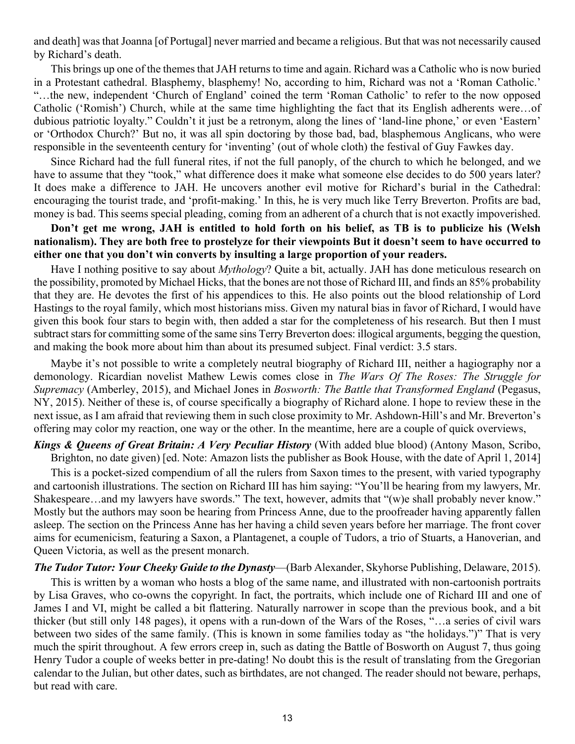and death] was that Joanna [of Portugal] never married and became a religious. But that was not necessarily caused by Richard's death.

This brings up one of the themes that JAH returns to time and again. Richard was a Catholic who is now buried in a Protestant cathedral. Blasphemy, blasphemy! No, according to him, Richard was not a 'Roman Catholic.' "…the new, independent 'Church of England' coined the term 'Roman Catholic' to refer to the now opposed Catholic ('Romish') Church, while at the same time highlighting the fact that its English adherents were…of dubious patriotic loyalty." Couldn't it just be a retronym, along the lines of 'land-line phone,' or even 'Eastern' or 'Orthodox Church?' But no, it was all spin doctoring by those bad, bad, blasphemous Anglicans, who were responsible in the seventeenth century for 'inventing' (out of whole cloth) the festival of Guy Fawkes day.

Since Richard had the full funeral rites, if not the full panoply, of the church to which he belonged, and we have to assume that they "took," what difference does it make what someone else decides to do 500 years later? It does make a difference to JAH. He uncovers another evil motive for Richard's burial in the Cathedral: encouraging the tourist trade, and 'profit-making.' In this, he is very much like Terry Breverton. Profits are bad, money is bad. This seems special pleading, coming from an adherent of a church that is not exactly impoverished.

**Don't get me wrong, JAH is entitled to hold forth on his belief, as TB is to publicize his (Welsh nationalism). They are both free to prostelyze for their viewpoints But it doesn't seem to have occurred to either one that you don't win converts by insulting a large proportion of your readers.**

Have I nothing positive to say about *Mythology*? Quite a bit, actually. JAH has done meticulous research on the possibility, promoted by Michael Hicks, that the bones are not those of Richard III, and finds an 85% probability that they are. He devotes the first of his appendices to this. He also points out the blood relationship of Lord Hastings to the royal family, which most historians miss. Given my natural bias in favor of Richard, I would have given this book four stars to begin with, then added a star for the completeness of his research. But then I must subtract stars for committing some of the same sins Terry Breverton does: illogical arguments, begging the question, and making the book more about him than about its presumed subject. Final verdict: 3.5 stars.

Maybe it's not possible to write a completely neutral biography of Richard III, neither a hagiography nor a demonology. Ricardian novelist Mathew Lewis comes close in *The Wars Of The Roses: The Struggle for Supremacy* (Amberley, 2015), and Michael Jones in *Bosworth: The Battle that Transformed England* (Pegasus, NY, 2015). Neither of these is, of course specifically a biography of Richard alone. I hope to review these in the next issue, as I am afraid that reviewing them in such close proximity to Mr. Ashdown-Hill's and Mr. Breverton's offering may color my reaction, one way or the other. In the meantime, here are a couple of quick overviews,

***Kings & Queens of Great Britain: A Very Peculiar History*** (With added blue blood) (Antony Mason, Scribo, Brighton, no date given) [ed. Note: Amazon lists the publisher as Book House, with the date of April 1, 2014]

This is a pocket-sized compendium of all the rulers from Saxon times to the present, with varied typography and cartoonish illustrations. The section on Richard III has him saying: "You'll be hearing from my lawyers, Mr. Shakespeare…and my lawyers have swords." The text, however, admits that "(w)e shall probably never know." Mostly but the authors may soon be hearing from Princess Anne, due to the proofreader having apparently fallen asleep. The section on the Princess Anne has her having a child seven years before her marriage. The front cover aims for ecumenicism, featuring a Saxon, a Plantagenet, a couple of Tudors, a trio of Stuarts, a Hanoverian, and Queen Victoria, as well as the present monarch.

***The Tudor Tutor: Your Cheeky Guide to the Dynasty***—(Barb Alexander, Skyhorse Publishing, Delaware, 2015).

This is written by a woman who hosts a blog of the same name, and illustrated with non-cartoonish portraits by Lisa Graves, who co-owns the copyright. In fact, the portraits, which include one of Richard III and one of James I and VI, might be called a bit flattering. Naturally narrower in scope than the previous book, and a bit thicker (but still only 148 pages), it opens with a run-down of the Wars of the Roses, "…a series of civil wars between two sides of the same family. (This is known in some families today as "the holidays.")" That is very much the spirit throughout. A few errors creep in, such as dating the Battle of Bosworth on August 7, thus going Henry Tudor a couple of weeks better in pre-dating! No doubt this is the result of translating from the Gregorian calendar to the Julian, but other dates, such as birthdates, are not changed. The reader should not beware, perhaps, but read with care.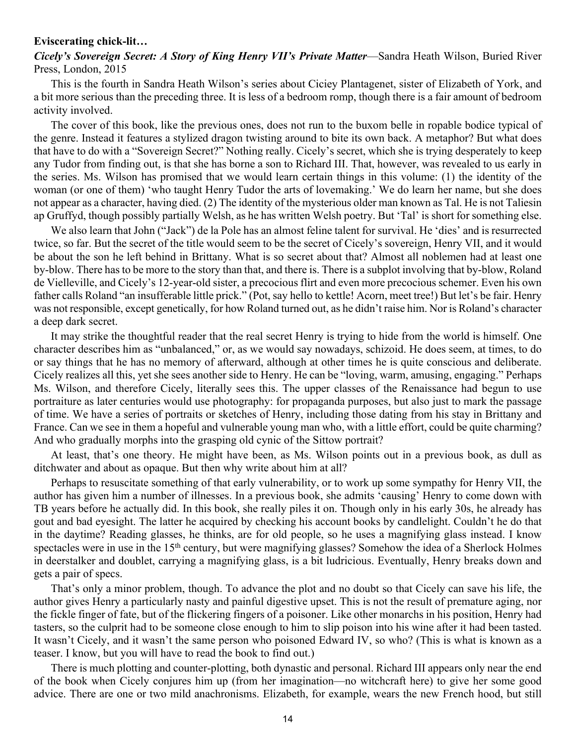**Eviscerating chick-lit…**

***Cicely's Sovereign Secret: A Story of King Henry VII's Private Matter***—Sandra Heath Wilson, Buried River Press, London, 2015

This is the fourth in Sandra Heath Wilson's series about Ciciey Plantagenet, sister of Elizabeth of York, and a bit more serious than the preceding three. It is less of a bedroom romp, though there is a fair amount of bedroom activity involved.

The cover of this book, like the previous ones, does not run to the buxom belle in ropable bodice typical of the genre. Instead it features a stylized dragon twisting around to bite its own back. A metaphor? But what does that have to do with a "Sovereign Secret?" Nothing really. Cicely's secret, which she is trying desperately to keep any Tudor from finding out, is that she has borne a son to Richard III. That, however, was revealed to us early in the series. Ms. Wilson has promised that we would learn certain things in this volume: (1) the identity of the woman (or one of them) 'who taught Henry Tudor the arts of lovemaking.' We do learn her name, but she does not appear as a character, having died. (2) The identity of the mysterious older man known as Tal. He is not Taliesin ap Gruffyd, though possibly partially Welsh, as he has written Welsh poetry. But 'Tal' is short for something else.

We also learn that John ("Jack") de la Pole has an almost feline talent for survival. He 'dies' and is resurrected twice, so far. But the secret of the title would seem to be the secret of Cicely's sovereign, Henry VII, and it would be about the son he left behind in Brittany. What is so secret about that? Almost all noblemen had at least one by-blow. There has to be more to the story than that, and there is. There is a subplot involving that by-blow, Roland de Vielleville, and Cicely's 12-year-old sister, a precocious flirt and even more precocious schemer. Even his own father calls Roland "an insufferable little prick." (Pot, say hello to kettle! Acorn, meet tree!) But let's be fair. Henry was not responsible, except genetically, for how Roland turned out, as he didn't raise him. Nor is Roland's character a deep dark secret.

It may strike the thoughtful reader that the real secret Henry is trying to hide from the world is himself. One character describes him as "unbalanced," or, as we would say nowadays, schizoid. He does seem, at times, to do or say things that he has no memory of afterward, although at other times he is quite conscious and deliberate. Cicely realizes all this, yet she sees another side to Henry. He can be "loving, warm, amusing, engaging." Perhaps Ms. Wilson, and therefore Cicely, literally sees this. The upper classes of the Renaissance had begun to use portraiture as later centuries would use photography: for propaganda purposes, but also just to mark the passage of time. We have a series of portraits or sketches of Henry, including those dating from his stay in Brittany and France. Can we see in them a hopeful and vulnerable young man who, with a little effort, could be quite charming? And who gradually morphs into the grasping old cynic of the Sittow portrait?

At least, that's one theory. He might have been, as Ms. Wilson points out in a previous book, as dull as ditchwater and about as opaque. But then why write about him at all?

Perhaps to resuscitate something of that early vulnerability, or to work up some sympathy for Henry VII, the author has given him a number of illnesses. In a previous book, she admits 'causing' Henry to come down with TB years before he actually did. In this book, she really piles it on. Though only in his early 30s, he already has gout and bad eyesight. The latter he acquired by checking his account books by candlelight. Couldn't he do that in the daytime? Reading glasses, he thinks, are for old people, so he uses a magnifying glass instead. I know spectacles were in use in the 15th century, but were magnifying glasses? Somehow the idea of a Sherlock Holmes in deerstalker and doublet, carrying a magnifying glass, is a bit ludricious. Eventually, Henry breaks down and gets a pair of specs.

That's only a minor problem, though. To advance the plot and no doubt so that Cicely can save his life, the author gives Henry a particularly nasty and painful digestive upset. This is not the result of premature aging, nor the fickle finger of fate, but of the flickering fingers of a poisoner. Like other monarchs in his position, Henry had tasters, so the culprit had to be someone close enough to him to slip poison into his wine after it had been tasted. It wasn't Cicely, and it wasn't the same person who poisoned Edward IV, so who? (This is what is known as a teaser. I know, but you will have to read the book to find out.)

There is much plotting and counter-plotting, both dynastic and personal. Richard III appears only near the end of the book when Cicely conjures him up (from her imagination—no witchcraft here) to give her some good advice. There are one or two mild anachronisms. Elizabeth, for example, wears the new French hood, but still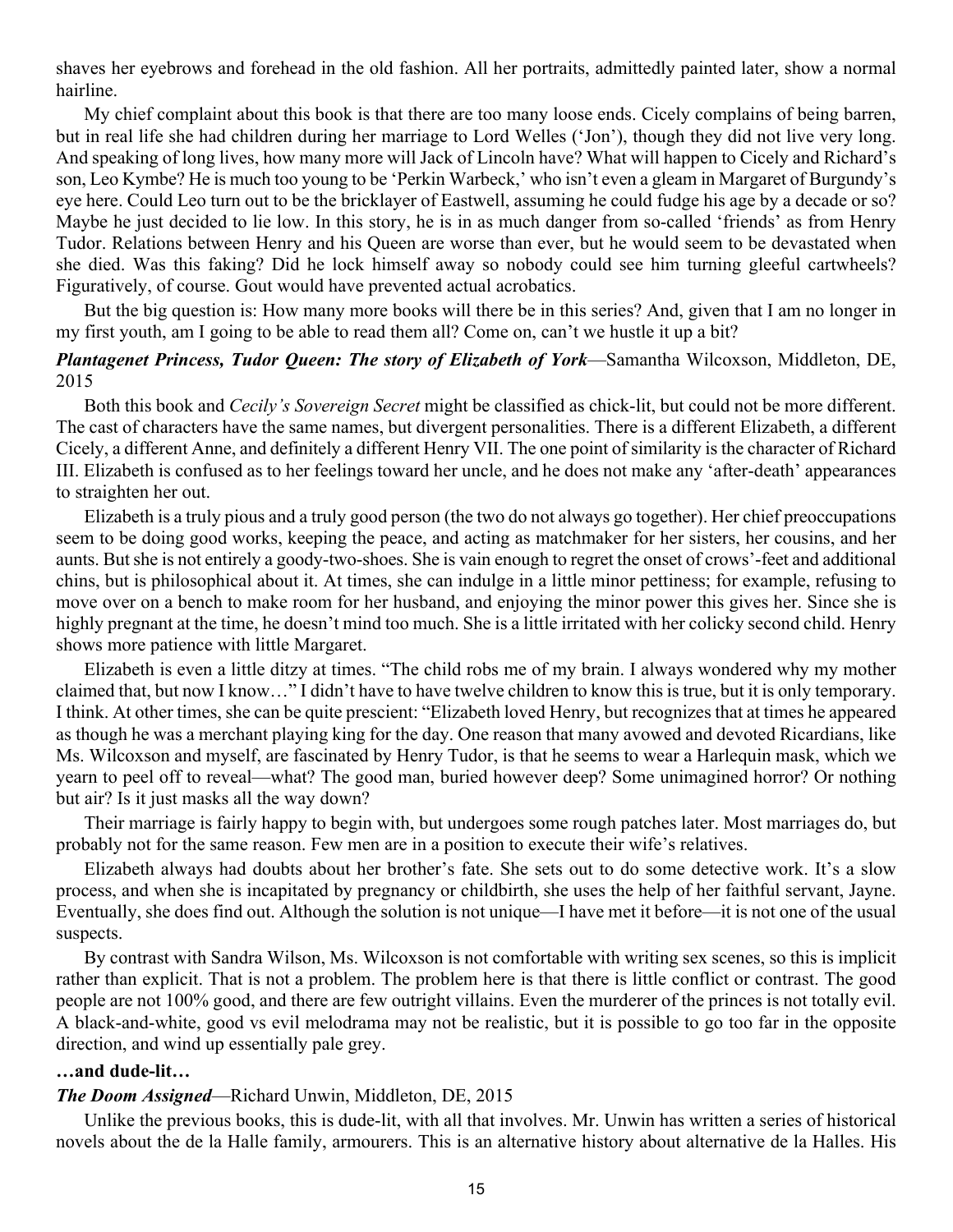shaves her eyebrows and forehead in the old fashion. All her portraits, admittedly painted later, show a normal hairline.

My chief complaint about this book is that there are too many loose ends. Cicely complains of being barren, but in real life she had children during her marriage to Lord Welles ('Jon'), though they did not live very long. And speaking of long lives, how many more will Jack of Lincoln have? What will happen to Cicely and Richard's son, Leo Kymbe? He is much too young to be 'Perkin Warbeck,' who isn't even a gleam in Margaret of Burgundy's eye here. Could Leo turn out to be the bricklayer of Eastwell, assuming he could fudge his age by a decade or so? Maybe he just decided to lie low. In this story, he is in as much danger from so-called 'friends' as from Henry Tudor. Relations between Henry and his Queen are worse than ever, but he would seem to be devastated when she died. Was this faking? Did he lock himself away so nobody could see him turning gleeful cartwheels? Figuratively, of course. Gout would have prevented actual acrobatics.

But the big question is: How many more books will there be in this series? And, given that I am no longer in my first youth, am I going to be able to read them all? Come on, can't we hustle it up a bit?

***Plantagenet Princess, Tudor Queen: The story of Elizabeth of York***—Samantha Wilcoxson, Middleton, DE, 2015

Both this book and *Cecily's Sovereign Secret* might be classified as chick-lit, but could not be more different. The cast of characters have the same names, but divergent personalities. There is a different Elizabeth, a different Cicely, a different Anne, and definitely a different Henry VII. The one point of similarity is the character of Richard III. Elizabeth is confused as to her feelings toward her uncle, and he does not make any 'after-death' appearances to straighten her out.

Elizabeth is a truly pious and a truly good person (the two do not always go together). Her chief preoccupations seem to be doing good works, keeping the peace, and acting as matchmaker for her sisters, her cousins, and her aunts. But she is not entirely a goody-two-shoes. She is vain enough to regret the onset of crows'-feet and additional chins, but is philosophical about it. At times, she can indulge in a little minor pettiness; for example, refusing to move over on a bench to make room for her husband, and enjoying the minor power this gives her. Since she is highly pregnant at the time, he doesn't mind too much. She is a little irritated with her colicky second child. Henry shows more patience with little Margaret.

Elizabeth is even a little ditzy at times. "The child robs me of my brain. I always wondered why my mother claimed that, but now I know…" I didn't have to have twelve children to know this is true, but it is only temporary. I think. At other times, she can be quite prescient: "Elizabeth loved Henry, but recognizes that at times he appeared as though he was a merchant playing king for the day. One reason that many avowed and devoted Ricardians, like Ms. Wilcoxson and myself, are fascinated by Henry Tudor, is that he seems to wear a Harlequin mask, which we yearn to peel off to reveal—what? The good man, buried however deep? Some unimagined horror? Or nothing but air? Is it just masks all the way down?

Their marriage is fairly happy to begin with, but undergoes some rough patches later. Most marriages do, but probably not for the same reason. Few men are in a position to execute their wife's relatives.

Elizabeth always had doubts about her brother's fate. She sets out to do some detective work. It's a slow process, and when she is incapacitated by pregnancy or childbirth, she uses the help of her faithful servant, Jayne. Eventually, she does find out. Although the solution is not unique—I have met it before—it is not one of the usual suspects.

By contrast with Sandra Wilson, Ms. Wilcoxson is not comfortable with writing sex scenes, so this is implicit rather than explicit. That is not a problem. The problem here is that there is little conflict or contrast. The good people are not 100% good, and there are few outright villains. Even the murderer of the princes is not totally evil. A black-and-white, good vs evil melodrama may not be realistic, but it is possible to go too far in the opposite direction, and wind up essentially pale grey.

**…and dude-lit…**

***The Doom Assigned***—Richard Unwin, Middleton, DE, 2015

Unlike the previous books, this is dude-lit, with all that involves. Mr. Unwin has written a series of historical novels about the de la Halle family, armourers. This is an alternative history about alternative de la Halles. His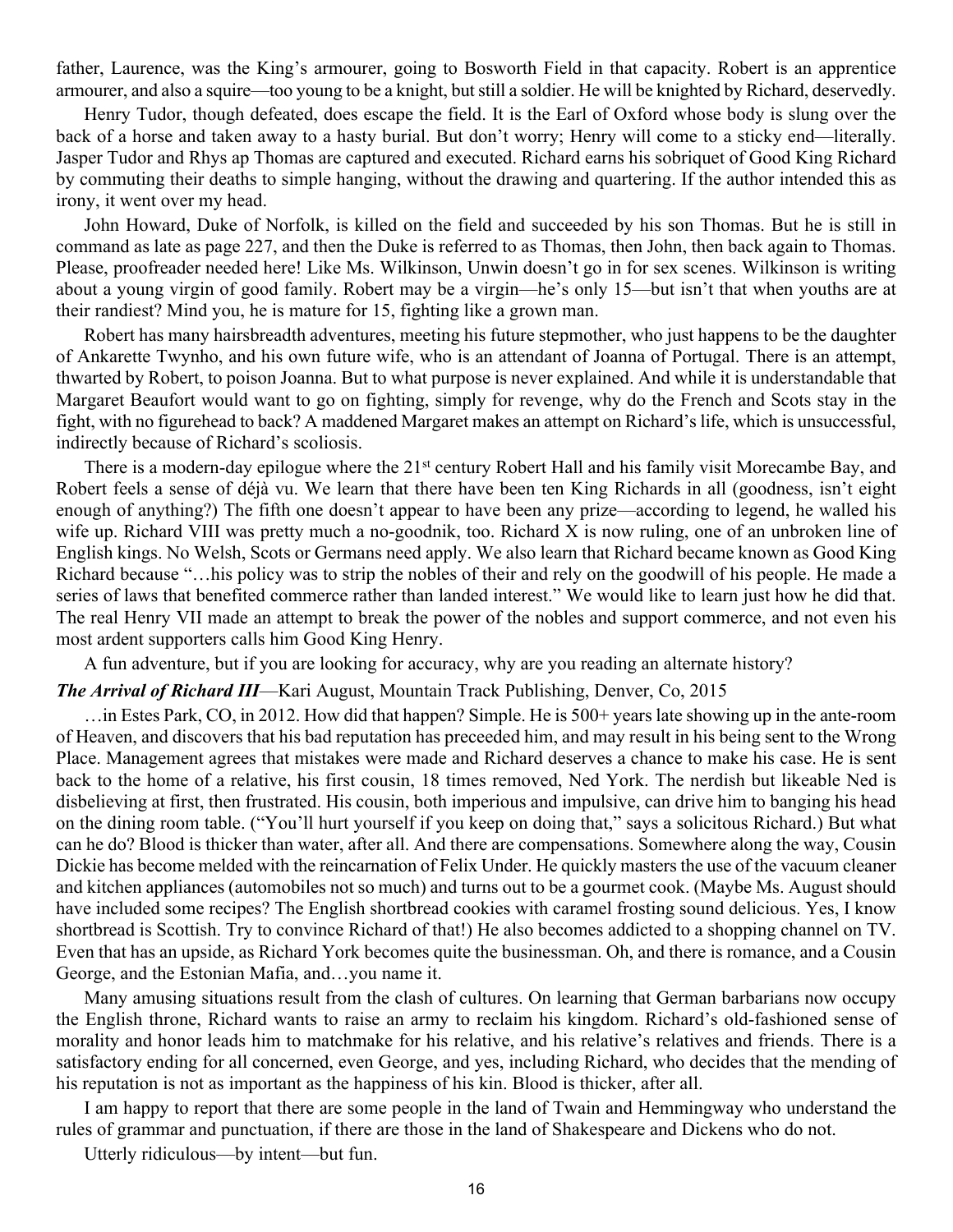father, Laurence, was the King's armourer, going to Bosworth Field in that capacity. Robert is an apprentice armourer, and also a squire—too young to be a knight, but still a soldier. He will be knighted by Richard, deservedly.

Henry Tudor, though defeated, does escape the field. It is the Earl of Oxford whose body is slung over the back of a horse and taken away to a hasty burial. But don't worry; Henry will come to a sticky end—literally. Jasper Tudor and Rhys ap Thomas are captured and executed. Richard earns his sobriquet of Good King Richard by commuting their deaths to simple hanging, without the drawing and quartering. If the author intended this as irony, it went over my head.

John Howard, Duke of Norfolk, is killed on the field and succeeded by his son Thomas. But he is still in command as late as page 227, and then the Duke is referred to as Thomas, then John, then back again to Thomas. Please, proofreader needed here! Like Ms. Wilkinson, Unwin doesn't go in for sex scenes. Wilkinson is writing about a young virgin of good family. Robert may be a virgin—he's only 15—but isn't that when youths are at their randiest? Mind you, he is mature for 15, fighting like a grown man.

Robert has many hairsbreadth adventures, meeting his future stepmother, who just happens to be the daughter of Ankarette Twynho, and his own future wife, who is an attendant of Joanna of Portugal. There is an attempt, thwarted by Robert, to poison Joanna. But to what purpose is never explained. And while it is understandable that Margaret Beaufort would want to go on fighting, simply for revenge, why do the French and Scots stay in the fight, with no figurehead to back? A maddened Margaret makes an attempt on Richard's life, which is unsuccessful, indirectly because of Richard's scoliosis.

There is a modern-day epilogue where the 21st century Robert Hall and his family visit Morecambe Bay, and Robert feels a sense of déjà vu. We learn that there have been ten King Richards in all (goodness, isn't eight enough of anything?) The fifth one doesn't appear to have been any prize—according to legend, he walled his wife up. Richard VIII was pretty much a no-goodnik, too. Richard X is now ruling, one of an unbroken line of English kings. No Welsh, Scots or Germans need apply. We also learn that Richard became known as Good King Richard because "…his policy was to strip the nobles of their and rely on the goodwill of his people. He made a series of laws that benefited commerce rather than landed interest." We would like to learn just how he did that. The real Henry VII made an attempt to break the power of the nobles and support commerce, and not even his most ardent supporters calls him Good King Henry.

A fun adventure, but if you are looking for accuracy, why are you reading an alternate history?

***The Arrival of Richard III***—Kari August, Mountain Track Publishing, Denver, Co, 2015

…in Estes Park, CO, in 2012. How did that happen? Simple. He is 500+ years late showing up in the ante-room of Heaven, and discovers that his bad reputation has preceeded him, and may result in his being sent to the Wrong Place. Management agrees that mistakes were made and Richard deserves a chance to make his case. He is sent back to the home of a relative, his first cousin, 18 times removed, Ned York. The nerdish but likeable Ned is disbelieving at first, then frustrated. His cousin, both imperious and impulsive, can drive him to banging his head on the dining room table. ("You'll hurt yourself if you keep on doing that," says a solicitous Richard.) But what can he do? Blood is thicker than water, after all. And there are compensations. Somewhere along the way, Cousin Dickie has become melded with the reincarnation of Felix Under. He quickly masters the use of the vacuum cleaner and kitchen appliances (automobiles not so much) and turns out to be a gourmet cook. (Maybe Ms. August should have included some recipes? The English shortbread cookies with caramel frosting sound delicious. Yes, I know shortbread is Scottish. Try to convince Richard of that!) He also becomes addicted to a shopping channel on TV. Even that has an upside, as Richard York becomes quite the businessman. Oh, and there is romance, and a Cousin George, and the Estonian Mafia, and…you name it.

Many amusing situations result from the clash of cultures. On learning that German barbarians now occupy the English throne, Richard wants to raise an army to reclaim his kingdom. Richard's old-fashioned sense of morality and honor leads him to matchmake for his relative, and his relative's relatives and friends. There is a satisfactory ending for all concerned, even George, and yes, including Richard, who decides that the mending of his reputation is not as important as the happiness of his kin. Blood is thicker, after all.

I am happy to report that there are some people in the land of Twain and Hemmingway who understand the rules of grammar and punctuation, if there are those in the land of Shakespeare and Dickens who do not.

Utterly ridiculous—by intent—but fun.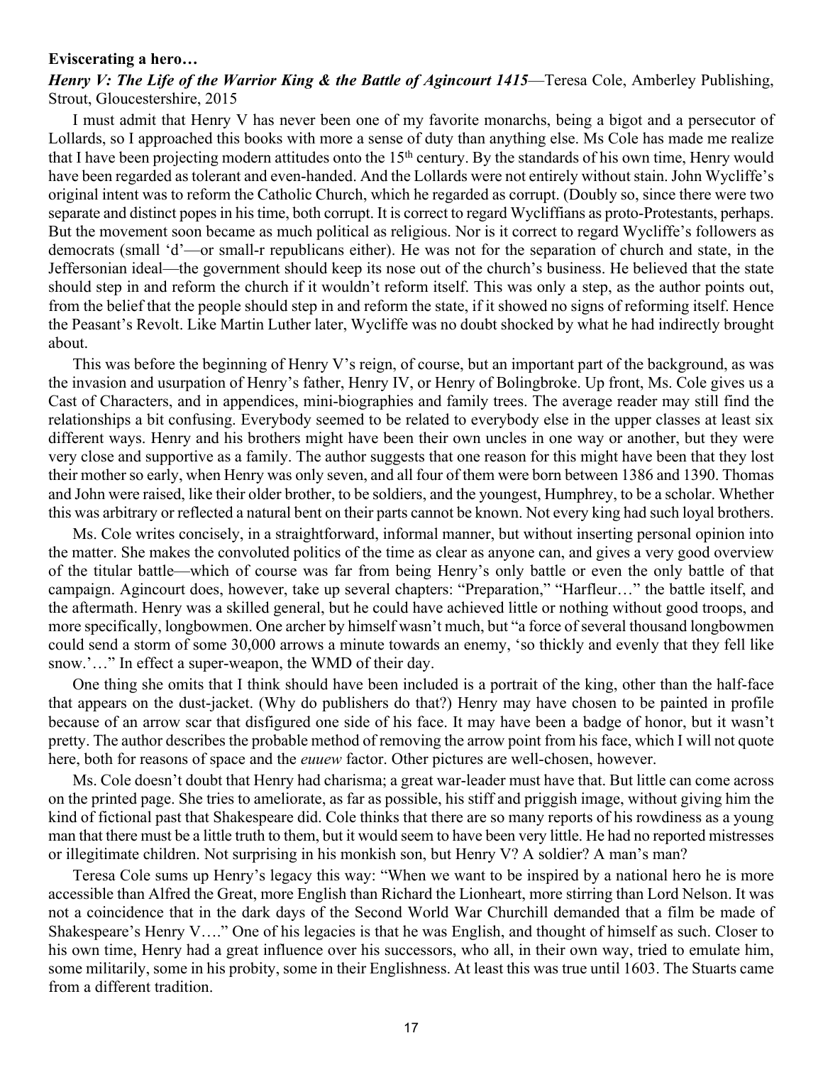**Eviscerating a hero…**

***Henry V: The Life of the Warrior King & the Battle of Agincourt 1415***—Teresa Cole, Amberley Publishing, Strout, Gloucestershire, 2015

I must admit that Henry V has never been one of my favorite monarchs, being a bigot and a persecutor of Lollards, so I approached this books with more a sense of duty than anything else. Ms Cole has made me realize that I have been projecting modern attitudes onto the 15th century. By the standards of his own time, Henry would have been regarded as tolerant and even-handed. And the Lollards were not entirely without stain. John Wycliffe's original intent was to reform the Catholic Church, which he regarded as corrupt. (Doubly so, since there were two separate and distinct popes in his time, both corrupt. It is correct to regard Wycliffians as proto-Protestants, perhaps. But the movement soon became as much political as religious. Nor is it correct to regard Wycliffe's followers as democrats (small 'd'—or small-r republicans either). He was not for the separation of church and state, in the Jeffersonian ideal—the government should keep its nose out of the church's business. He believed that the state should step in and reform the church if it wouldn't reform itself. This was only a step, as the author points out, from the belief that the people should step in and reform the state, if it showed no signs of reforming itself. Hence the Peasant's Revolt. Like Martin Luther later, Wycliffe was no doubt shocked by what he had indirectly brought about.

This was before the beginning of Henry V's reign, of course, but an important part of the background, as was the invasion and usurpation of Henry's father, Henry IV, or Henry of Bolingbroke. Up front, Ms. Cole gives us a Cast of Characters, and in appendices, mini-biographies and family trees. The average reader may still find the relationships a bit confusing. Everybody seemed to be related to everybody else in the upper classes at least six different ways. Henry and his brothers might have been their own uncles in one way or another, but they were very close and supportive as a family. The author suggests that one reason for this might have been that they lost their mother so early, when Henry was only seven, and all four of them were born between 1386 and 1390. Thomas and John were raised, like their older brother, to be soldiers, and the youngest, Humphrey, to be a scholar. Whether this was arbitrary or reflected a natural bent on their parts cannot be known. Not every king had such loyal brothers.

Ms. Cole writes concisely, in a straightforward, informal manner, but without inserting personal opinion into the matter. She makes the convoluted politics of the time as clear as anyone can, and gives a very good overview of the titular battle—which of course was far from being Henry's only battle or even the only battle of that campaign. Agincourt does, however, take up several chapters: "Preparation," "Harfleur…" the battle itself, and the aftermath. Henry was a skilled general, but he could have achieved little or nothing without good troops, and more specifically, longbowmen. One archer by himself wasn't much, but "a force of several thousand longbowmen could send a storm of some 30,000 arrows a minute towards an enemy, 'so thickly and evenly that they fell like snow.'…" In effect a super-weapon, the WMD of their day.

One thing she omits that I think should have been included is a portrait of the king, other than the half-face that appears on the dust-jacket. (Why do publishers do that?) Henry may have chosen to be painted in profile because of an arrow scar that disfigured one side of his face. It may have been a badge of honor, but it wasn't pretty. The author describes the probable method of removing the arrow point from his face, which I will not quote here, both for reasons of space and the *euuew* factor. Other pictures are well-chosen, however.

Ms. Cole doesn't doubt that Henry had charisma; a great war-leader must have that. But little can come across on the printed page. She tries to ameliorate, as far as possible, his stiff and priggish image, without giving him the kind of fictional past that Shakespeare did. Cole thinks that there are so many reports of his rowdiness as a young man that there must be a little truth to them, but it would seem to have been very little. He had no reported mistresses or illegitimate children. Not surprising in his monkish son, but Henry V? A soldier? A man's man?

Teresa Cole sums up Henry's legacy this way: "When we want to be inspired by a national hero he is more accessible than Alfred the Great, more English than Richard the Lionheart, more stirring than Lord Nelson. It was not a coincidence that in the dark days of the Second World War Churchill demanded that a film be made of Shakespeare's Henry V…." One of his legacies is that he was English, and thought of himself as such. Closer to his own time, Henry had a great influence over his successors, who all, in their own way, tried to emulate him, some militarily, some in his probity, some in their Englishness. At least this was true until 1603. The Stuarts came from a different tradition.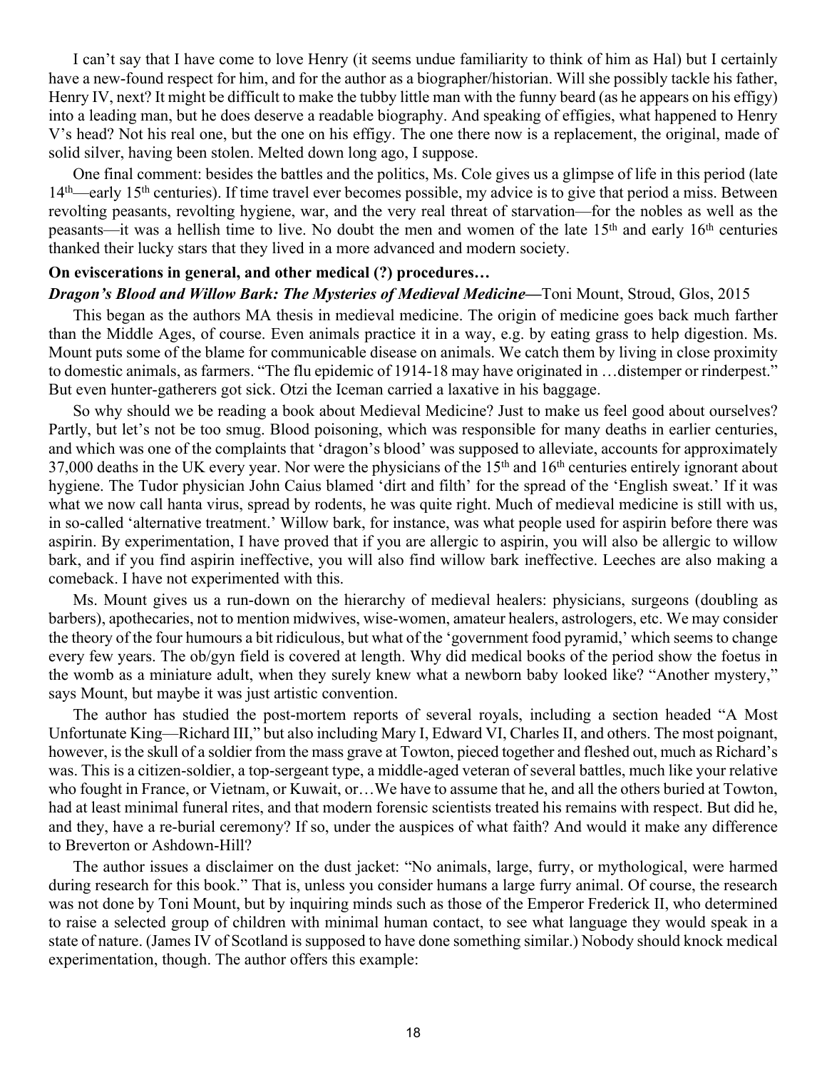I can't say that I have come to love Henry (it seems undue familiarity to think of him as Hal) but I certainly have a new-found respect for him, and for the author as a biographer/historian. Will she possibly tackle his father, Henry IV, next? It might be difficult to make the tubby little man with the funny beard (as he appears on his effigy) into a leading man, but he does deserve a readable biography. And speaking of effigies, what happened to Henry V's head? Not his real one, but the one on his effigy. The one there now is a replacement, the original, made of solid silver, having been stolen. Melted down long ago, I suppose.

One final comment: besides the battles and the politics, Ms. Cole gives us a glimpse of life in this period (late 14th—early 15th centuries). If time travel ever becomes possible, my advice is to give that period a miss. Between revolting peasants, revolting hygiene, war, and the very real threat of starvation—for the nobles as well as the peasants—it was a hellish time to live. No doubt the men and women of the late 15th and early 16th centuries thanked their lucky stars that they lived in a more advanced and modern society.

**On eviscerations in general, and other medical (?) procedures…**

***Dragon's Blood and Willow Bark: The Mysteries of Medieval Medicine*—**Toni Mount, Stroud, Glos, 2015

This began as the authors MA thesis in medieval medicine. The origin of medicine goes back much farther than the Middle Ages, of course. Even animals practice it in a way, e.g. by eating grass to help digestion. Ms. Mount puts some of the blame for communicable disease on animals. We catch them by living in close proximity to domestic animals, as farmers. "The flu epidemic of 1914-18 may have originated in …distemper or rinderpest." But even hunter-gatherers got sick. Otzi the Iceman carried a laxative in his baggage.

So why should we be reading a book about Medieval Medicine? Just to make us feel good about ourselves? Partly, but let's not be too smug. Blood poisoning, which was responsible for many deaths in earlier centuries, and which was one of the complaints that 'dragon's blood' was supposed to alleviate, accounts for approximately 37,000 deaths in the UK every year. Nor were the physicians of the 15th and 16th centuries entirely ignorant about hygiene. The Tudor physician John Caius blamed 'dirt and filth' for the spread of the 'English sweat.' If it was what we now call hanta virus, spread by rodents, he was quite right. Much of medieval medicine is still with us, in so-called 'alternative treatment.' Willow bark, for instance, was what people used for aspirin before there was aspirin. By experimentation, I have proved that if you are allergic to aspirin, you will also be allergic to willow bark, and if you find aspirin ineffective, you will also find willow bark ineffective. Leeches are also making a comeback. I have not experimented with this.

Ms. Mount gives us a run-down on the hierarchy of medieval healers: physicians, surgeons (doubling as barbers), apothecaries, not to mention midwives, wise-women, amateur healers, astrologers, etc. We may consider the theory of the four humours a bit ridiculous, but what of the 'government food pyramid,' which seems to change every few years. The ob/gyn field is covered at length. Why did medical books of the period show the foetus in the womb as a miniature adult, when they surely knew what a newborn baby looked like? "Another mystery," says Mount, but maybe it was just artistic convention.

The author has studied the post-mortem reports of several royals, including a section headed "A Most Unfortunate King—Richard III," but also including Mary I, Edward VI, Charles II, and others. The most poignant, however, is the skull of a soldier from the mass grave at Towton, pieced together and fleshed out, much as Richard's was. This is a citizen-soldier, a top-sergeant type, a middle-aged veteran of several battles, much like your relative who fought in France, or Vietnam, or Kuwait, or…We have to assume that he, and all the others buried at Towton, had at least minimal funeral rites, and that modern forensic scientists treated his remains with respect. But did he, and they, have a re-burial ceremony? If so, under the auspices of what faith? And would it make any difference to Breverton or Ashdown-Hill?

The author issues a disclaimer on the dust jacket: "No animals, large, furry, or mythological, were harmed during research for this book." That is, unless you consider humans a large furry animal. Of course, the research was not done by Toni Mount, but by inquiring minds such as those of the Emperor Frederick II, who determined to raise a selected group of children with minimal human contact, to see what language they would speak in a state of nature. (James IV of Scotland is supposed to have done something similar.) Nobody should knock medical experimentation, though. The author offers this example: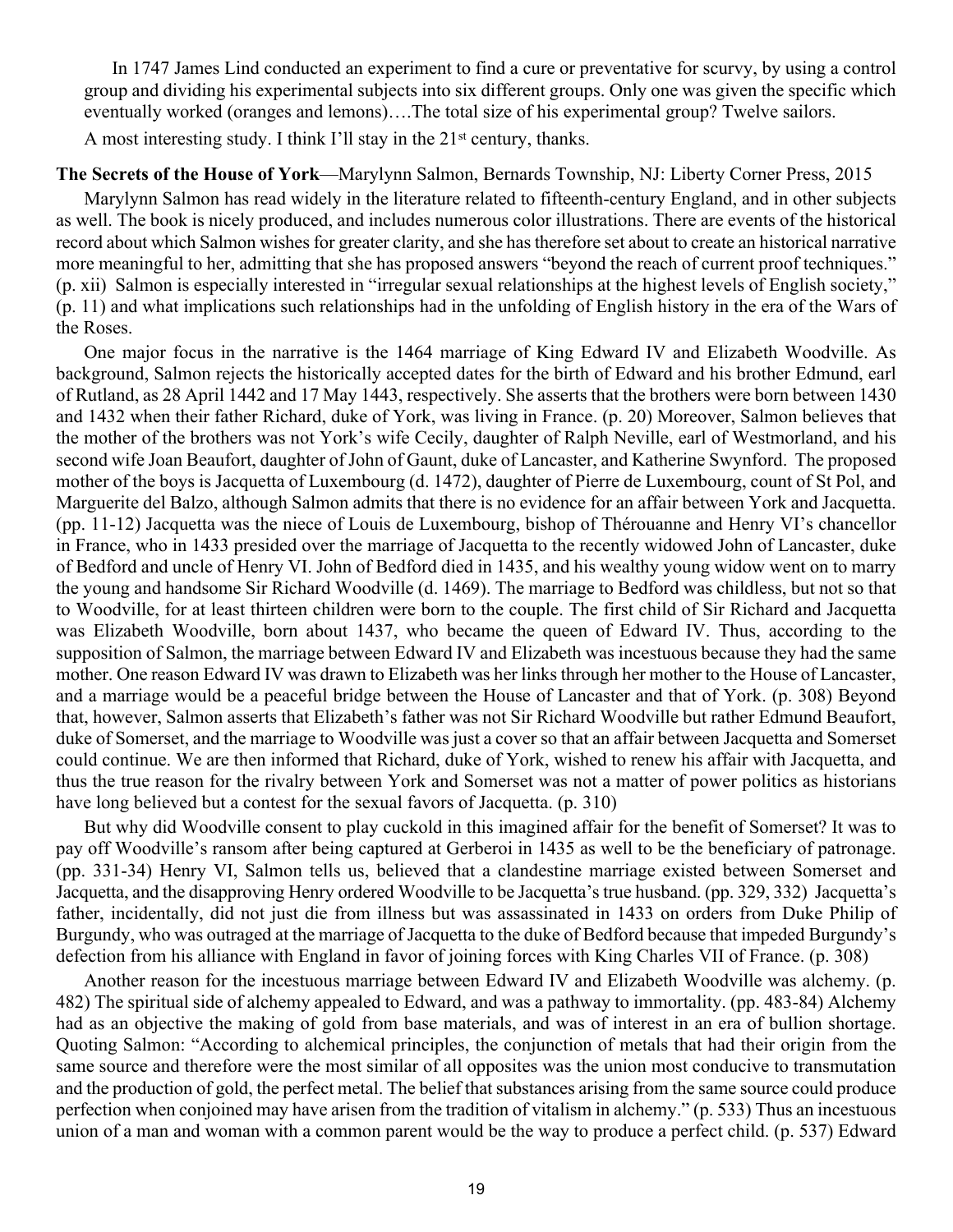In 1747 James Lind conducted an experiment to find a cure or preventative for scurvy, by using a control group and dividing his experimental subjects into six different groups. Only one was given the specific which eventually worked (oranges and lemons)….The total size of his experimental group? Twelve sailors.

A most interesting study. I think I'll stay in the 21st century, thanks.

**The Secrets of the House of York**—Marylynn Salmon, Bernards Township, NJ: Liberty Corner Press, 2015

Marylynn Salmon has read widely in the literature related to fifteenth-century England, and in other subjects as well. The book is nicely produced, and includes numerous color illustrations. There are events of the historical record about which Salmon wishes for greater clarity, and she has therefore set about to create an historical narrative more meaningful to her, admitting that she has proposed answers "beyond the reach of current proof techniques." (p. xii) Salmon is especially interested in "irregular sexual relationships at the highest levels of English society," (p. 11) and what implications such relationships had in the unfolding of English history in the era of the Wars of the Roses.

One major focus in the narrative is the 1464 marriage of King Edward IV and Elizabeth Woodville. As background, Salmon rejects the historically accepted dates for the birth of Edward and his brother Edmund, earl of Rutland, as 28 April 1442 and 17 May 1443, respectively. She asserts that the brothers were born between 1430 and 1432 when their father Richard, duke of York, was living in France. (p. 20) Moreover, Salmon believes that the mother of the brothers was not York's wife Cecily, daughter of Ralph Neville, earl of Westmorland, and his second wife Joan Beaufort, daughter of John of Gaunt, duke of Lancaster, and Katherine Swynford. The proposed mother of the boys is Jacquetta of Luxembourg (d. 1472), daughter of Pierre de Luxembourg, count of St Pol, and Marguerite del Balzo, although Salmon admits that there is no evidence for an affair between York and Jacquetta. (pp. 11-12) Jacquetta was the niece of Louis de Luxembourg, bishop of Thérouanne and Henry VI's chancellor in France, who in 1433 presided over the marriage of Jacquetta to the recently widowed John of Lancaster, duke of Bedford and uncle of Henry VI. John of Bedford died in 1435, and his wealthy young widow went on to marry the young and handsome Sir Richard Woodville (d. 1469). The marriage to Bedford was childless, but not so that to Woodville, for at least thirteen children were born to the couple. The first child of Sir Richard and Jacquetta was Elizabeth Woodville, born about 1437, who became the queen of Edward IV. Thus, according to the supposition of Salmon, the marriage between Edward IV and Elizabeth was incestuous because they had the same mother. One reason Edward IV was drawn to Elizabeth was her links through her mother to the House of Lancaster, and a marriage would be a peaceful bridge between the House of Lancaster and that of York. (p. 308) Beyond that, however, Salmon asserts that Elizabeth's father was not Sir Richard Woodville but rather Edmund Beaufort, duke of Somerset, and the marriage to Woodville was just a cover so that an affair between Jacquetta and Somerset could continue. We are then informed that Richard, duke of York, wished to renew his affair with Jacquetta, and thus the true reason for the rivalry between York and Somerset was not a matter of power politics as historians have long believed but a contest for the sexual favors of Jacquetta. (p. 310)

But why did Woodville consent to play cuckold in this imagined affair for the benefit of Somerset? It was to pay off Woodville's ransom after being captured at Gerberoi in 1435 as well to be the beneficiary of patronage. (pp. 331-34) Henry VI, Salmon tells us, believed that a clandestine marriage existed between Somerset and Jacquetta, and the disapproving Henry ordered Woodville to be Jacquetta's true husband. (pp. 329, 332) Jacquetta's father, incidentally, did not just die from illness but was assassinated in 1433 on orders from Duke Philip of Burgundy, who was outraged at the marriage of Jacquetta to the duke of Bedford because that impeded Burgundy's defection from his alliance with England in favor of joining forces with King Charles VII of France. (p. 308)

Another reason for the incestuous marriage between Edward IV and Elizabeth Woodville was alchemy. (p. 482) The spiritual side of alchemy appealed to Edward, and was a pathway to immortality. (pp. 483-84) Alchemy had as an objective the making of gold from base materials, and was of interest in an era of bullion shortage. Quoting Salmon: "According to alchemical principles, the conjunction of metals that had their origin from the same source and therefore were the most similar of all opposites was the union most conducive to transmutation and the production of gold, the perfect metal. The belief that substances arising from the same source could produce perfection when conjoined may have arisen from the tradition of vitalism in alchemy." (p. 533) Thus an incestuous union of a man and woman with a common parent would be the way to produce a perfect child. (p. 537) Edward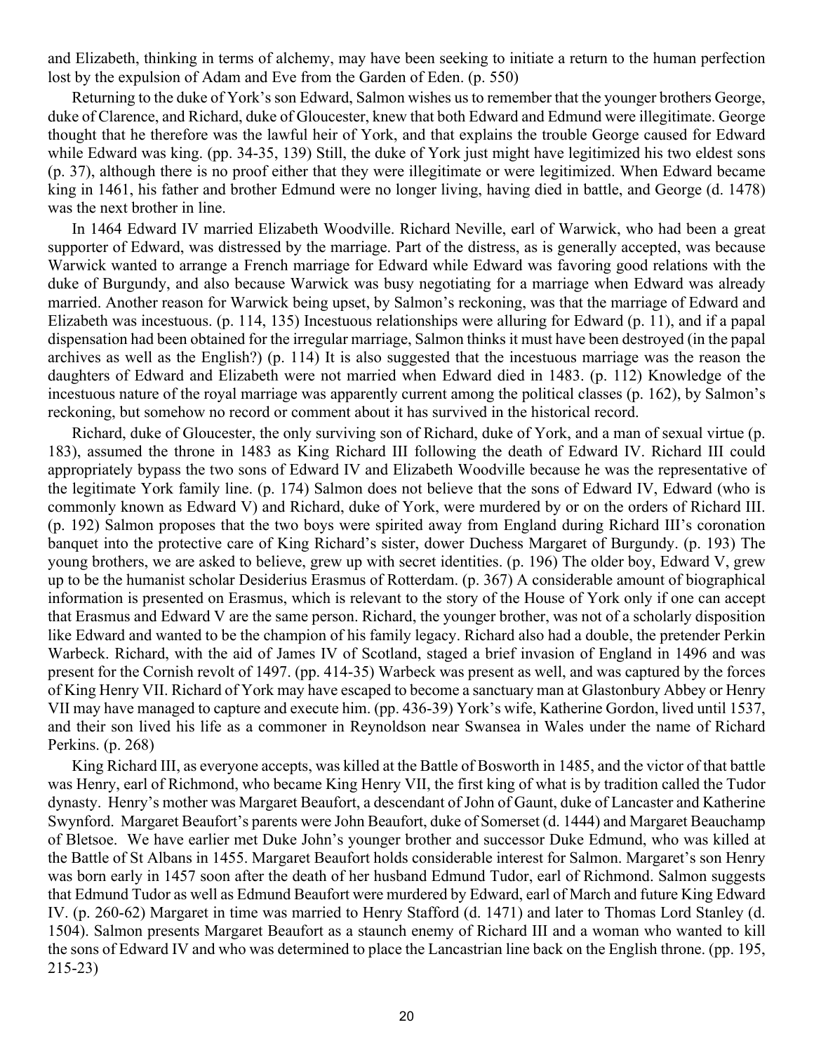and Elizabeth, thinking in terms of alchemy, may have been seeking to initiate a return to the human perfection lost by the expulsion of Adam and Eve from the Garden of Eden. (p. 550)

Returning to the duke of York's son Edward, Salmon wishes us to remember that the younger brothers George, duke of Clarence, and Richard, duke of Gloucester, knew that both Edward and Edmund were illegitimate. George thought that he therefore was the lawful heir of York, and that explains the trouble George caused for Edward while Edward was king. (pp. 34-35, 139) Still, the duke of York just might have legitimized his two eldest sons (p. 37), although there is no proof either that they were illegitimate or were legitimized. When Edward became king in 1461, his father and brother Edmund were no longer living, having died in battle, and George (d. 1478) was the next brother in line.

In 1464 Edward IV married Elizabeth Woodville. Richard Neville, earl of Warwick, who had been a great supporter of Edward, was distressed by the marriage. Part of the distress, as is generally accepted, was because Warwick wanted to arrange a French marriage for Edward while Edward was favoring good relations with the duke of Burgundy, and also because Warwick was busy negotiating for a marriage when Edward was already married. Another reason for Warwick being upset, by Salmon's reckoning, was that the marriage of Edward and Elizabeth was incestuous. (p. 114, 135) Incestuous relationships were alluring for Edward (p. 11), and if a papal dispensation had been obtained for the irregular marriage, Salmon thinks it must have been destroyed (in the papal archives as well as the English?) (p. 114) It is also suggested that the incestuous marriage was the reason the daughters of Edward and Elizabeth were not married when Edward died in 1483. (p. 112) Knowledge of the incestuous nature of the royal marriage was apparently current among the political classes (p. 162), by Salmon's reckoning, but somehow no record or comment about it has survived in the historical record.

Richard, duke of Gloucester, the only surviving son of Richard, duke of York, and a man of sexual virtue (p. 183), assumed the throne in 1483 as King Richard III following the death of Edward IV. Richard III could appropriately bypass the two sons of Edward IV and Elizabeth Woodville because he was the representative of the legitimate York family line. (p. 174) Salmon does not believe that the sons of Edward IV, Edward (who is commonly known as Edward V) and Richard, duke of York, were murdered by or on the orders of Richard III. (p. 192) Salmon proposes that the two boys were spirited away from England during Richard III's coronation banquet into the protective care of King Richard's sister, dower Duchess Margaret of Burgundy. (p. 193) The young brothers, we are asked to believe, grew up with secret identities. (p. 196) The older boy, Edward V, grew up to be the humanist scholar Desiderius Erasmus of Rotterdam. (p. 367) A considerable amount of biographical information is presented on Erasmus, which is relevant to the story of the House of York only if one can accept that Erasmus and Edward V are the same person. Richard, the younger brother, was not of a scholarly disposition like Edward and wanted to be the champion of his family legacy. Richard also had a double, the pretender Perkin Warbeck. Richard, with the aid of James IV of Scotland, staged a brief invasion of England in 1496 and was present for the Cornish revolt of 1497. (pp. 414-35) Warbeck was present as well, and was captured by the forces of King Henry VII. Richard of York may have escaped to become a sanctuary man at Glastonbury Abbey or Henry VII may have managed to capture and execute him. (pp. 436-39) York's wife, Katherine Gordon, lived until 1537, and their son lived his life as a commoner in Reynoldson near Swansea in Wales under the name of Richard Perkins. (p. 268)

King Richard III, as everyone accepts, was killed at the Battle of Bosworth in 1485, and the victor of that battle was Henry, earl of Richmond, who became King Henry VII, the first king of what is by tradition called the Tudor dynasty. Henry's mother was Margaret Beaufort, a descendant of John of Gaunt, duke of Lancaster and Katherine Swynford. Margaret Beaufort's parents were John Beaufort, duke of Somerset (d. 1444) and Margaret Beauchamp of Bletsoe. We have earlier met Duke John's younger brother and successor Duke Edmund, who was killed at the Battle of St Albans in 1455. Margaret Beaufort holds considerable interest for Salmon. Margaret's son Henry was born early in 1457 soon after the death of her husband Edmund Tudor, earl of Richmond. Salmon suggests that Edmund Tudor as well as Edmund Beaufort were murdered by Edward, earl of March and future King Edward IV. (p. 260-62) Margaret in time was married to Henry Stafford (d. 1471) and later to Thomas Lord Stanley (d. 1504). Salmon presents Margaret Beaufort as a staunch enemy of Richard III and a woman who wanted to kill the sons of Edward IV and who was determined to place the Lancastrian line back on the English throne. (pp. 195, 215-23)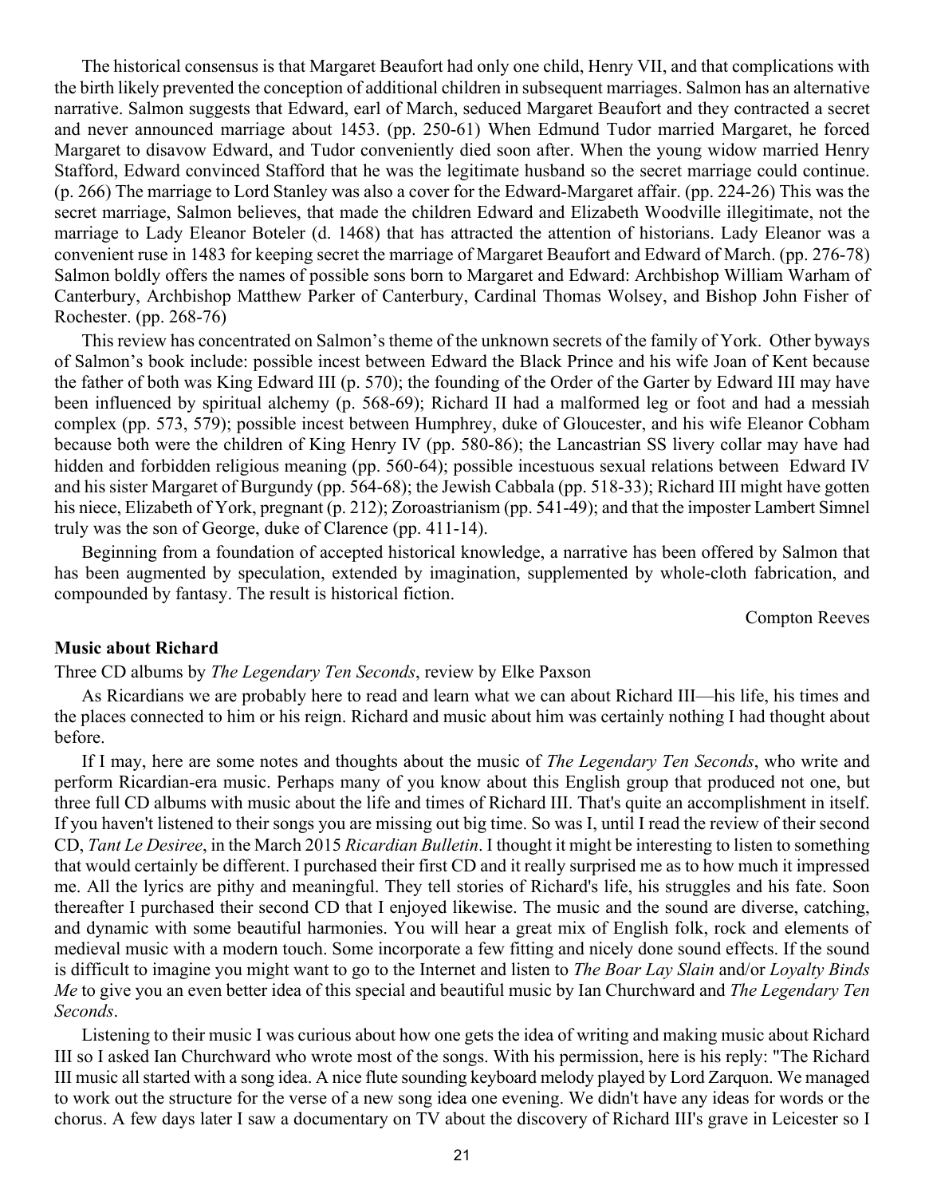The historical consensus is that Margaret Beaufort had only one child, Henry VII, and that complications with the birth likely prevented the conception of additional children in subsequent marriages. Salmon has an alternative narrative. Salmon suggests that Edward, earl of March, seduced Margaret Beaufort and they contracted a secret and never announced marriage about 1453. (pp. 250-61) When Edmund Tudor married Margaret, he forced Margaret to disavow Edward, and Tudor conveniently died soon after. When the young widow married Henry Stafford, Edward convinced Stafford that he was the legitimate husband so the secret marriage could continue. (p. 266) The marriage to Lord Stanley was also a cover for the Edward-Margaret affair. (pp. 224-26) This was the secret marriage, Salmon believes, that made the children Edward and Elizabeth Woodville illegitimate, not the marriage to Lady Eleanor Boteler (d. 1468) that has attracted the attention of historians. Lady Eleanor was a convenient ruse in 1483 for keeping secret the marriage of Margaret Beaufort and Edward of March. (pp. 276-78) Salmon boldly offers the names of possible sons born to Margaret and Edward: Archbishop William Warham of Canterbury, Archbishop Matthew Parker of Canterbury, Cardinal Thomas Wolsey, and Bishop John Fisher of Rochester. (pp. 268-76)

This review has concentrated on Salmon's theme of the unknown secrets of the family of York. Other byways of Salmon's book include: possible incest between Edward the Black Prince and his wife Joan of Kent because the father of both was King Edward III (p. 570); the founding of the Order of the Garter by Edward III may have been influenced by spiritual alchemy (p. 568-69); Richard II had a malformed leg or foot and had a messiah complex (pp. 573, 579); possible incest between Humphrey, duke of Gloucester, and his wife Eleanor Cobham because both were the children of King Henry IV (pp. 580-86); the Lancastrian SS livery collar may have had hidden and forbidden religious meaning (pp. 560-64); possible incestuous sexual relations between Edward IV and his sister Margaret of Burgundy (pp. 564-68); the Jewish Cabbala (pp. 518-33); Richard III might have gotten his niece, Elizabeth of York, pregnant (p. 212); Zoroastrianism (pp. 541-49); and that the imposter Lambert Simnel truly was the son of George, duke of Clarence (pp. 411-14).

Beginning from a foundation of accepted historical knowledge, a narrative has been offered by Salmon that has been augmented by speculation, extended by imagination, supplemented by whole-cloth fabrication, and compounded by fantasy. The result is historical fiction.

Compton Reeves

**Music about Richard**

Three CD albums by *The Legendary Ten Seconds*, review by Elke Paxson

As Ricardians we are probably here to read and learn what we can about Richard III—his life, his times and the places connected to him or his reign. Richard and music about him was certainly nothing I had thought about before.

If I may, here are some notes and thoughts about the music of *The Legendary Ten Seconds*, who write and perform Ricardian-era music. Perhaps many of you know about this English group that produced not one, but three full CD albums with music about the life and times of Richard III. That's quite an accomplishment in itself. If you haven't listened to their songs you are missing out big time. So was I, until I read the review of their second CD, *Tant Le Desiree*, in the March 2015 *Ricardian Bulletin*. I thought it might be interesting to listen to something that would certainly be different. I purchased their first CD and it really surprised me as to how much it impressed me. All the lyrics are pithy and meaningful. They tell stories of Richard's life, his struggles and his fate. Soon thereafter I purchased their second CD that I enjoyed likewise. The music and the sound are diverse, catching, and dynamic with some beautiful harmonies. You will hear a great mix of English folk, rock and elements of medieval music with a modern touch. Some incorporate a few fitting and nicely done sound effects. If the sound is difficult to imagine you might want to go to the Internet and listen to *The Boar Lay Slain* and/or *Loyalty Binds Me* to give you an even better idea of this special and beautiful music by Ian Churchward and *The Legendary Ten Seconds*.

Listening to their music I was curious about how one gets the idea of writing and making music about Richard III so I asked Ian Churchward who wrote most of the songs. With his permission, here is his reply: "The Richard III music all started with a song idea. A nice flute sounding keyboard melody played by Lord Zarquon. We managed to work out the structure for the verse of a new song idea one evening. We didn't have any ideas for words or the chorus. A few days later I saw a documentary on TV about the discovery of Richard III's grave in Leicester so I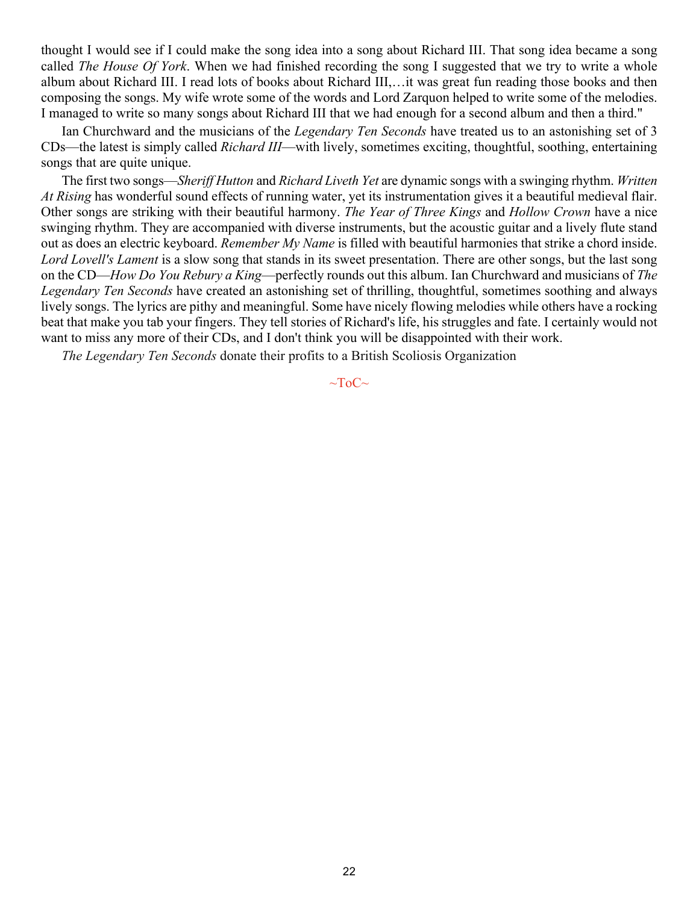thought I would see if I could make the song idea into a song about Richard III. That song idea became a song called *The House Of York*. When we had finished recording the song I suggested that we try to write a whole album about Richard III. I read lots of books about Richard III,…it was great fun reading those books and then composing the songs. My wife wrote some of the words and Lord Zarquon helped to write some of the melodies. I managed to write so many songs about Richard III that we had enough for a second album and then a third."

Ian Churchward and the musicians of the *Legendary Ten Seconds* have treated us to an astonishing set of 3 CDs—the latest is simply called *Richard III*—with lively, sometimes exciting, thoughtful, soothing, entertaining songs that are quite unique.

The first two songs—*Sheriff Hutton* and *Richard Liveth Yet* are dynamic songs with a swinging rhythm. *Written At Rising* has wonderful sound effects of running water, yet its instrumentation gives it a beautiful medieval flair. Other songs are striking with their beautiful harmony. *The Year of Three Kings* and *Hollow Crown* have a nice swinging rhythm. They are accompanied with diverse instruments, but the acoustic guitar and a lively flute stand out as does an electric keyboard. *Remember My Name* is filled with beautiful harmonies that strike a chord inside. *Lord Lovell's Lament* is a slow song that stands in its sweet presentation. There are other songs, but the last song on the CD—*How Do You Rebury a King*—perfectly rounds out this album. Ian Churchward and musicians of *The Legendary Ten Seconds* have created an astonishing set of thrilling, thoughtful, sometimes soothing and always lively songs. The lyrics are pithy and meaningful. Some have nicely flowing melodies while others have a rocking beat that make you tab your fingers. They tell stories of Richard's life, his struggles and fate. I certainly would not want to miss any more of their CDs, and I don't think you will be disappointed with their work.

*The Legendary Ten Seconds* donate their profits to a British Scoliosis Organization

~ToC~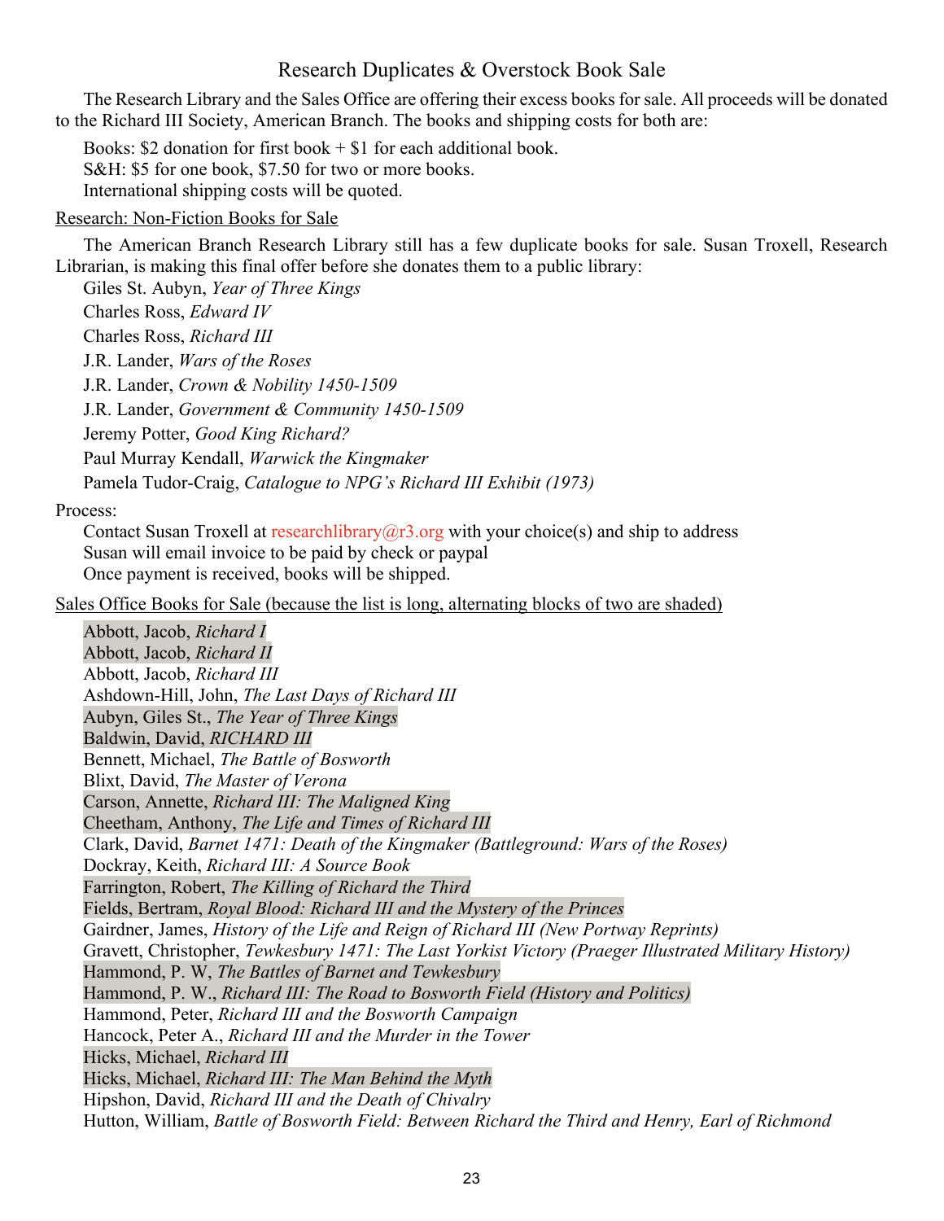## Research Duplicates & Overstock Book Sale

The Research Library and the Sales Office are offering their excess books for sale. All proceeds will be donated to the Richard III Society, American Branch. The books and shipping costs for both are:

Books: $2 donation for first book + $1 for each additional book.
S&H: $5 for one book, $7.50 for two or more books.
International shipping costs will be quoted.

### Research: Non-Fiction Books for Sale

The American Branch Research Library still has a few duplicate books for sale. Susan Troxell, Research Librarian, is making this final offer before she donates them to a public library:

Giles St. Aubyn, *Year of Three Kings*

Charles Ross, *Edward IV*

Charles Ross, *Richard III*

J.R. Lander, *Wars of the Roses*

J.R. Lander, *Crown & Nobility 1450-1509*

J.R. Lander, *Government & Community 1450-1509*

Jeremy Potter, *Good King Richard?*

Paul Murray Kendall, *Warwick the Kingmaker*

Pamela Tudor-Craig, *Catalogue to NPG's Richard III Exhibit (1973)*

Process:

Contact Susan Troxell at researchlibrary@r3.org with your choice(s) and ship to address
Susan will email invoice to be paid by check or paypal
Once payment is received, books will be shipped.

### Sales Office Books for Sale (because the list is long, alternating blocks of two are shaded)

Abbott, Jacob, *Richard I*
Abbott, Jacob, *Richard II*
Abbott, Jacob, *Richard III*
Ashdown-Hill, John, *The Last Days of Richard III*
Aubyn, Giles St., *The Year of Three Kings*
Baldwin, David, *RICHARD III*
Bennett, Michael, *The Battle of Bosworth*
Blixt, David, *The Master of Verona*
Carson, Annette, *Richard III: The Maligned King*
Cheetham, Anthony, *The Life and Times of Richard III*
Clark, David, *Barnet 1471: Death of the Kingmaker (Battleground: Wars of the Roses)*
Dockray, Keith, *Richard III: A Source Book*
Farrington, Robert, *The Killing of Richard the Third*
Fields, Bertram, *Royal Blood: Richard III and the Mystery of the Princes*
Gairdner, James, *History of the Life and Reign of Richard III (New Portway Reprints)*
Gravett, Christopher, *Tewkesbury 1471: The Last Yorkist Victory (Praeger Illustrated Military History)*
Hammond, P. W, *The Battles of Barnet and Tewkesbury*
Hammond, P. W., *Richard III: The Road to Bosworth Field (History and Politics)*
Hammond, Peter, *Richard III and the Bosworth Campaign*
Hancock, Peter A., *Richard III and the Murder in the Tower*
Hicks, Michael, *Richard III*
Hicks, Michael, *Richard III: The Man Behind the Myth*
Hipshon, David, *Richard III and the Death of Chivalry*
Hutton, William, *Battle of Bosworth Field: Between Richard the Third and Henry, Earl of Richmond*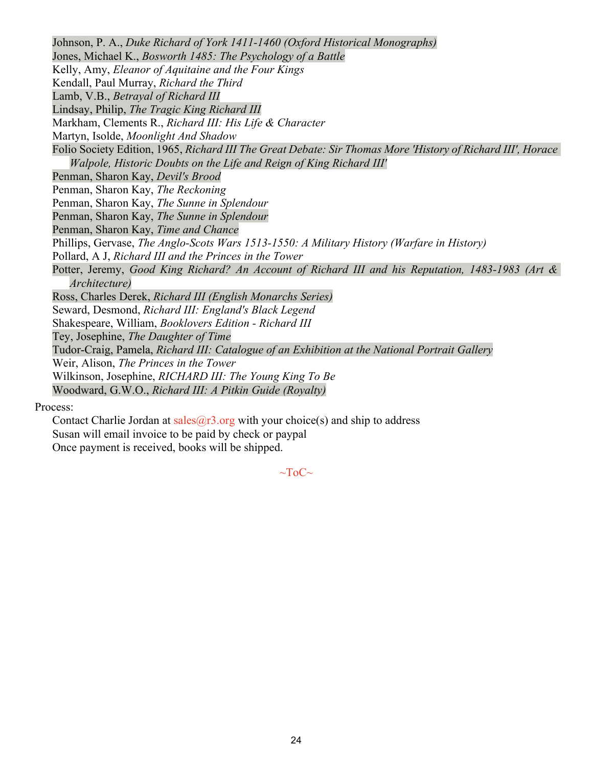Johnson, P. A., *Duke Richard of York 1411-1460 (Oxford Historical Monographs)*

Jones, Michael K., *Bosworth 1485: The Psychology of a Battle*

Kelly, Amy, *Eleanor of Aquitaine and the Four Kings*

Kendall, Paul Murray, *Richard the Third*

Lamb, V.B., *Betrayal of Richard III*

Lindsay, Philip, *The Tragic King Richard III*

Markham, Clements R., *Richard III: His Life & Character*

Martyn, Isolde, *Moonlight And Shadow*

Folio Society Edition, 1965, *Richard III The Great Debate: Sir Thomas More 'History of Richard III', Horace Walpole, Historic Doubts on the Life and Reign of King Richard III'*

Penman, Sharon Kay, *Devil's Brood*

Penman, Sharon Kay, *The Reckoning*

Penman, Sharon Kay, *The Sunne in Splendour*

Penman, Sharon Kay, *The Sunne in Splendour*

Penman, Sharon Kay, *Time and Chance*

Phillips, Gervase, *The Anglo-Scots Wars 1513-1550: A Military History (Warfare in History)*

Pollard, A J, *Richard III and the Princes in the Tower*

Potter, Jeremy, *Good King Richard? An Account of Richard III and his Reputation, 1483-1983 (Art & Architecture)*

Ross, Charles Derek, *Richard III (English Monarchs Series)*

Seward, Desmond, *Richard III: England's Black Legend*

Shakespeare, William, *Booklovers Edition - Richard III*

Tey, Josephine, *The Daughter of Time*

Tudor-Craig, Pamela, *Richard III: Catalogue of an Exhibition at the National Portrait Gallery*

Weir, Alison, *The Princes in the Tower*

Wilkinson, Josephine, *RICHARD III: The Young King To Be*

Woodward, G.W.O., *Richard III: A Pitkin Guide (Royalty)*

Process:

Contact Charlie Jordan at sales@r3.org with your choice(s) and ship to address

Susan will email invoice to be paid by check or paypal

Once payment is received, books will be shipped.

~ToC~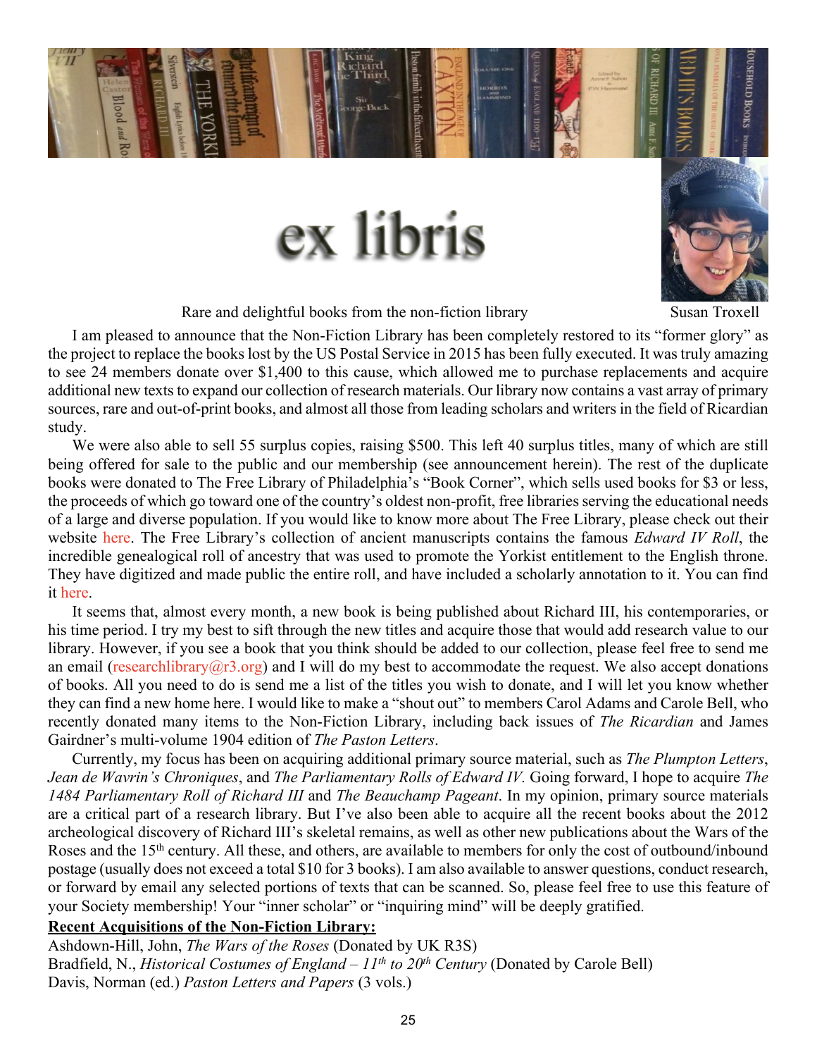# ex libris

Rare and delightful books from the non-fiction library

Susan Troxell

I am pleased to announce that the Non-Fiction Library has been completely restored to its "former glory" as the project to replace the books lost by the US Postal Service in 2015 has been fully executed. It was truly amazing to see 24 members donate over $1,400 to this cause, which allowed me to purchase replacements and acquire additional new texts to expand our collection of research materials. Our library now contains a vast array of primary sources, rare and out-of-print books, and almost all those from leading scholars and writers in the field of Ricardian study.

We were also able to sell 55 surplus copies, raising $500. This left 40 surplus titles, many of which are still being offered for sale to the public and our membership (see announcement herein). The rest of the duplicate books were donated to The Free Library of Philadelphia's "Book Corner", which sells used books for $3 or less, the proceeds of which go toward one of the country's oldest non-profit, free libraries serving the educational needs of a large and diverse population. If you would like to know more about The Free Library, please check out their website here. The Free Library's collection of ancient manuscripts contains the famous *Edward IV Roll*, the incredible genealogical roll of ancestry that was used to promote the Yorkist entitlement to the English throne. They have digitized and made public the entire roll, and have included a scholarly annotation to it. You can find it here.

It seems that, almost every month, a new book is being published about Richard III, his contemporaries, or his time period. I try my best to sift through the new titles and acquire those that would add research value to our library. However, if you see a book that you think should be added to our collection, please feel free to send me an email (researchlibrary@r3.org) and I will do my best to accommodate the request. We also accept donations of books. All you need to do is send me a list of the titles you wish to donate, and I will let you know whether they can find a new home here. I would like to make a "shout out" to members Carol Adams and Carole Bell, who recently donated many items to the Non-Fiction Library, including back issues of *The Ricardian* and James Gairdner's multi-volume 1904 edition of *The Paston Letters*.

Currently, my focus has been on acquiring additional primary source material, such as *The Plumpton Letters*, *Jean de Wavrin's Chroniques*, and *The Parliamentary Rolls of Edward IV.* Going forward, I hope to acquire *The 1484 Parliamentary Roll of Richard III* and *The Beauchamp Pageant*. In my opinion, primary source materials are a critical part of a research library. But I've also been able to acquire all the recent books about the 2012 archeological discovery of Richard III's skeletal remains, as well as other new publications about the Wars of the Roses and the 15th century. All these, and others, are available to members for only the cost of outbound/inbound postage (usually does not exceed a total $10 for 3 books). I am also available to answer questions, conduct research, or forward by email any selected portions of texts that can be scanned. So, please feel free to use this feature of your Society membership! Your "inner scholar" or "inquiring mind" will be deeply gratified.

**<u>Recent Acquisitions of the Non-Fiction Library:</u>**

Ashdown-Hill, John, *The Wars of the Roses* (Donated by UK R3S)
Bradfield, N., *Historical Costumes of England – 11th to 20th Century* (Donated by Carole Bell)
Davis, Norman (ed.) *Paston Letters and Papers* (3 vols.)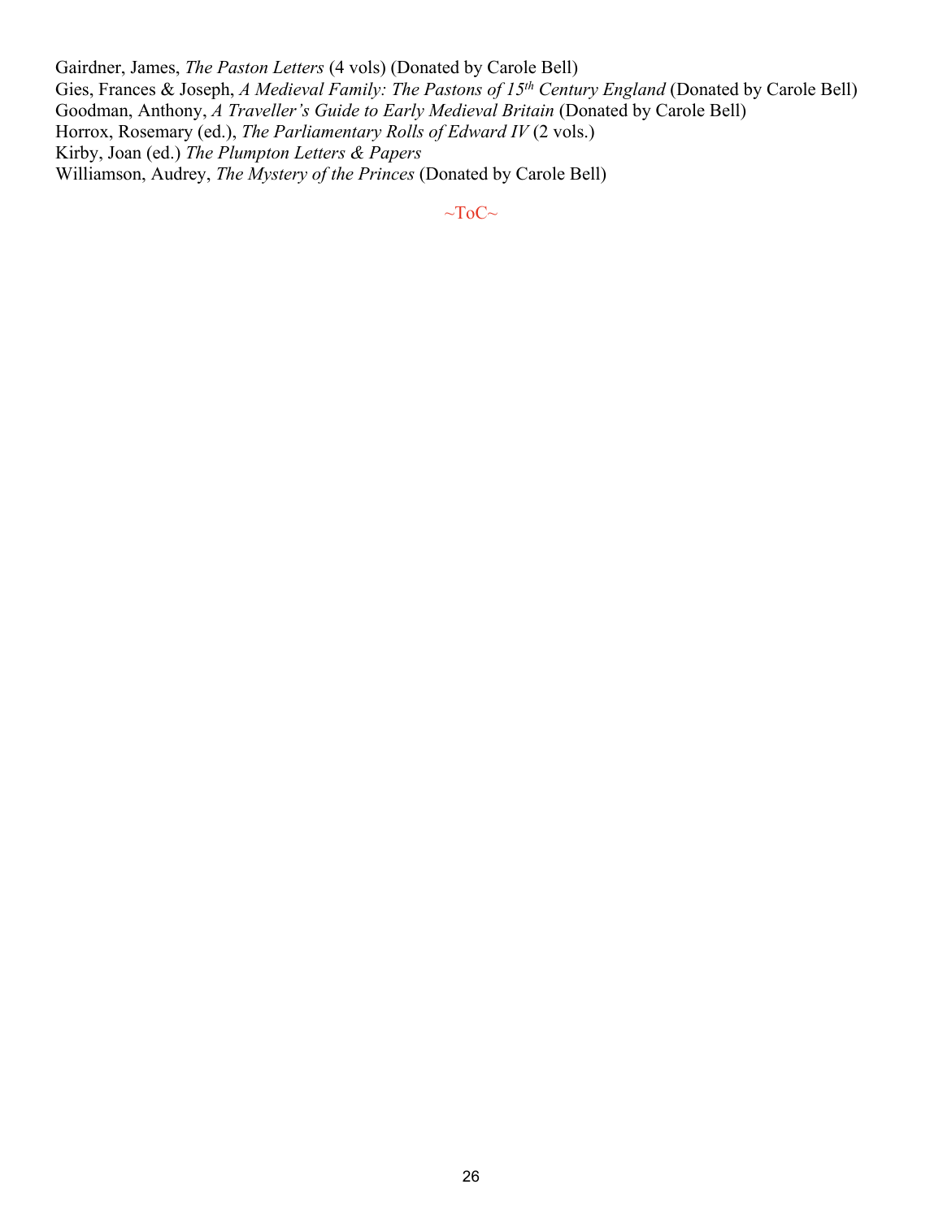Gairdner, James, *The Paston Letters* (4 vols) (Donated by Carole Bell)
Gies, Frances & Joseph, *A Medieval Family: The Pastons of 15th Century England* (Donated by Carole Bell)
Goodman, Anthony, *A Traveller's Guide to Early Medieval Britain* (Donated by Carole Bell)
Horrox, Rosemary (ed.), *The Parliamentary Rolls of Edward IV* (2 vols.)
Kirby, Joan (ed.) *The Plumpton Letters & Papers*
Williamson, Audrey, *The Mystery of the Princes* (Donated by Carole Bell)

~ToC~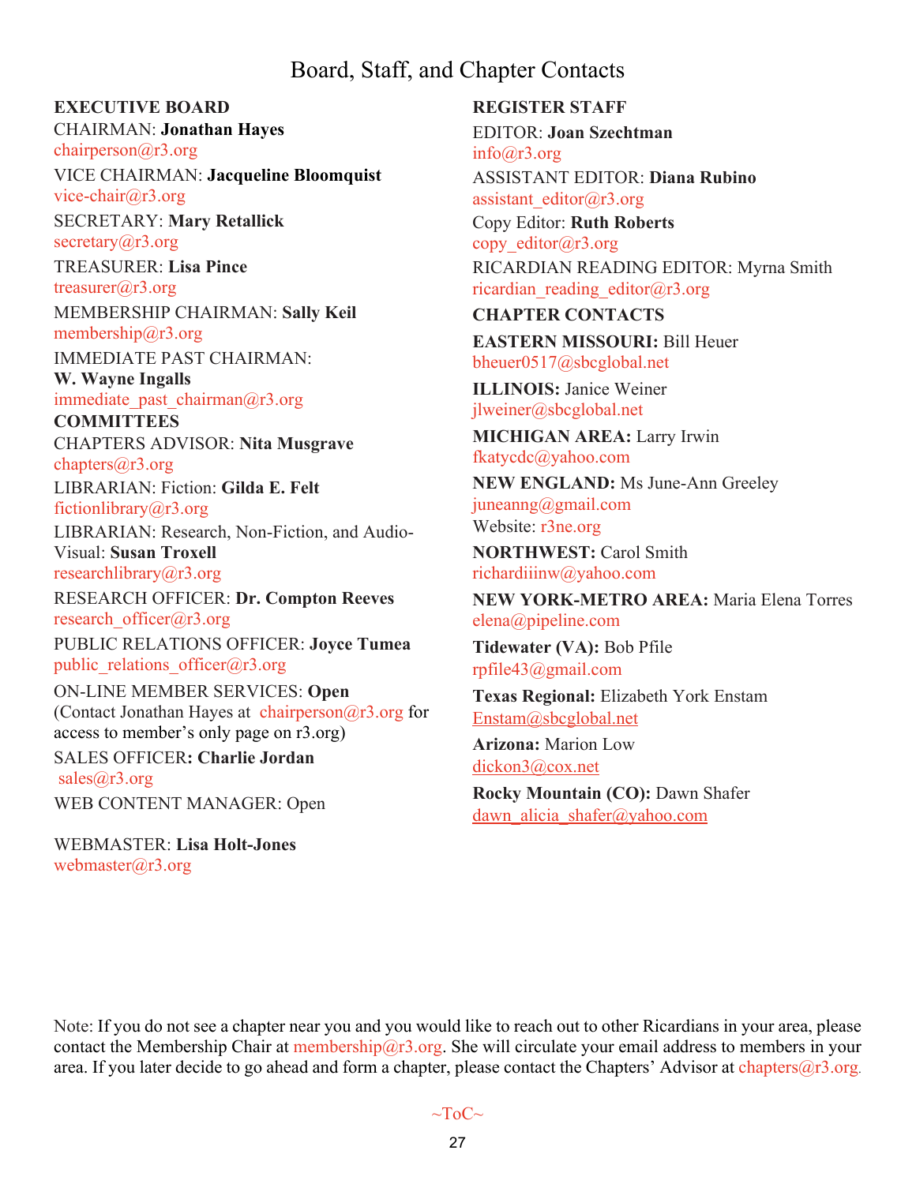# Board, Staff, and Chapter Contacts

**EXECUTIVE BOARD**

CHAIRMAN: **Jonathan Hayes**
chairperson@r3.org

VICE CHAIRMAN: **Jacqueline Bloomquist**
vice-chair@r3.org

SECRETARY: **Mary Retallick**
secretary@r3.org

TREASURER: **Lisa Pince**
treasurer@r3.org

MEMBERSHIP CHAIRMAN: **Sally Keil**
membership@r3.org

IMMEDIATE PAST CHAIRMAN:
**W. Wayne Ingalls**
immediate_past_chairman@r3.org

**COMMITTEES**

CHAPTERS ADVISOR: **Nita Musgrave**
chapters@r3.org

LIBRARIAN: Fiction: **Gilda E. Felt**
fictionlibrary@r3.org

LIBRARIAN: Research, Non-Fiction, and Audio-Visual: **Susan Troxell**
researchlibrary@r3.org

RESEARCH OFFICER: **Dr. Compton Reeves**
research_officer@r3.org

PUBLIC RELATIONS OFFICER: **Joyce Tumea**
public_relations_officer@r3.org

ON-LINE MEMBER SERVICES: **Open**
(Contact Jonathan Hayes at chairperson@r3.org for access to member's only page on r3.org)

SALES OFFICER**: Charlie Jordan**
sales@r3.org

WEB CONTENT MANAGER: Open

WEBMASTER: **Lisa Holt-Jones**
webmaster@r3.org

**REGISTER STAFF**

EDITOR: **Joan Szechtman**
info@r3.org

ASSISTANT EDITOR: **Diana Rubino**
assistant_editor@r3.org

Copy Editor: **Ruth Roberts**
copy_editor@r3.org

RICARDIAN READING EDITOR: Myrna Smith
ricardian_reading_editor@r3.org

**CHAPTER CONTACTS**

**EASTERN MISSOURI:** Bill Heuer
bheuer0517@sbcglobal.net

**ILLINOIS:** Janice Weiner
jlweiner@sbcglobal.net

**MICHIGAN AREA:** Larry Irwin
fkatycdc@yahoo.com

**NEW ENGLAND:** Ms June-Ann Greeley
juneanng@gmail.com
Website: r3ne.org

**NORTHWEST:** Carol Smith
richardiiinw@yahoo.com

**NEW YORK-METRO AREA:** Maria Elena Torres
elena@pipeline.com

**Tidewater (VA):** Bob Pfile
rpfile43@gmail.com

**Texas Regional:** Elizabeth York Enstam
Enstam@sbcglobal.net

**Arizona:** Marion Low
dickon3@cox.net

**Rocky Mountain (CO):** Dawn Shafer
dawn_alicia_shafer@yahoo.com

Note: If you do not see a chapter near you and you would like to reach out to other Ricardians in your area, please contact the Membership Chair at membership@r3.org. She will circulate your email address to members in your area. If you later decide to go ahead and form a chapter, please contact the Chapters' Advisor at chapters@r3.org.

~ToC~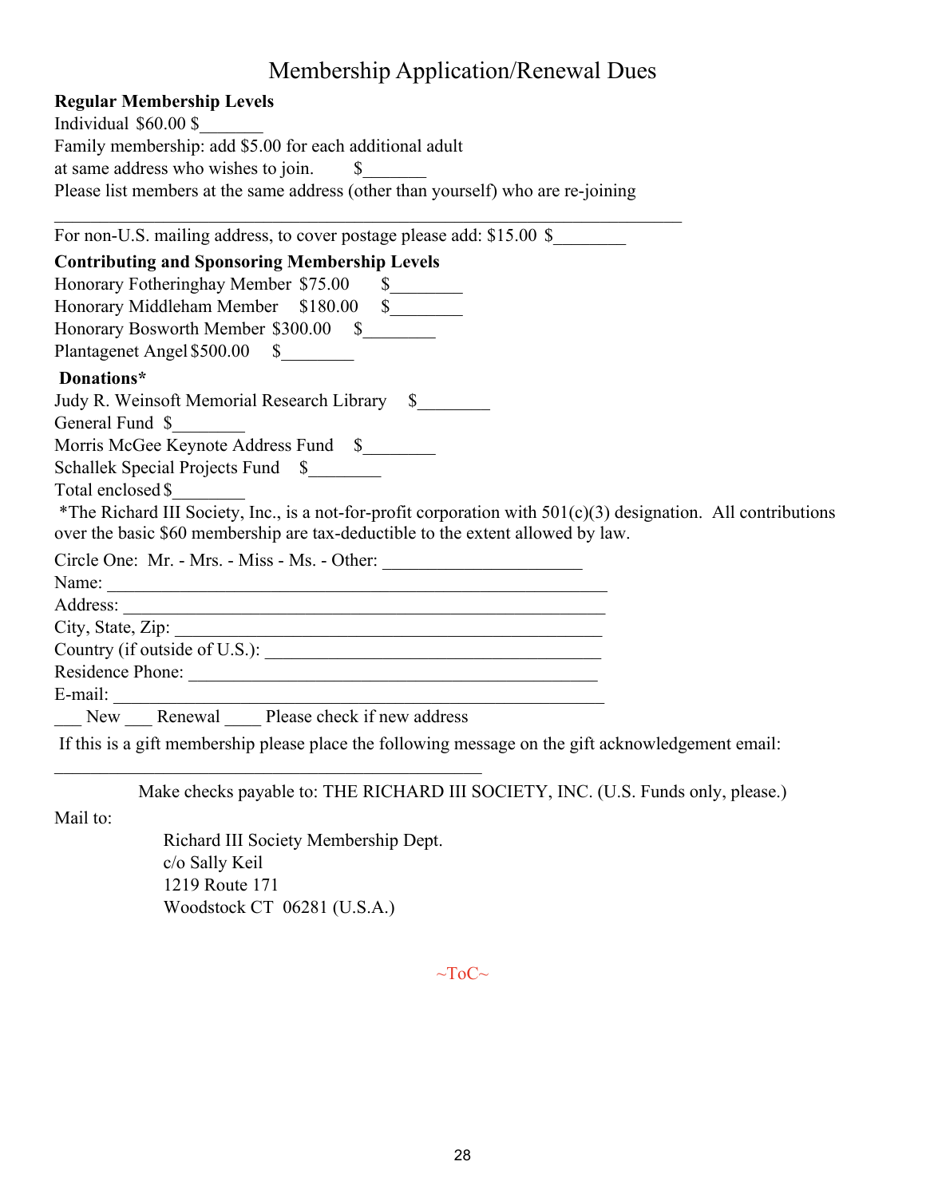# Membership Application/Renewal Dues

**Regular Membership Levels**

Individual $60.00 $_______

Family membership: add $5.00 for each additional adult at same address who wishes to join. $_______

Please list members at the same address (other than yourself) who are re-joining

_______________________________________________________________________

For non-U.S. mailing address, to cover postage please add: $15.00 $________

**Contributing and Sponsoring Membership Levels**

Honorary Fotheringhay Member $75.00 $________

Honorary Middleham Member $180.00 $________

Honorary Bosworth Member $300.00 $________

Plantagenet Angel $500.00 $________

**Donations***

Judy R. Weinsoft Memorial Research Library $________

General Fund $________

Morris McGee Keynote Address Fund $________

Schallek Special Projects Fund $________

Total enclosed $________

*The Richard III Society, Inc., is a not-for-profit corporation with 501(c)(3) designation. All contributions over the basic $60 membership are tax-deductible to the extent allowed by law.

Circle One: Mr. - Mrs. - Miss - Ms. - Other: ______________________

Name: _______________________________________________________

Address: _____________________________________________________

City, State, Zip: ______________________________________________

Country (if outside of U.S.): ___________________________________

Residence Phone: _____________________________________________

E-mail: ______________________________________________________

___ New ___ Renewal ____ Please check if new address

If this is a gift membership please place the following message on the gift acknowledgement email:

________________________________________________

Make checks payable to: THE RICHARD III SOCIETY, INC. (U.S. Funds only, please.)

Mail to:

Richard III Society Membership Dept.
c/o Sally Keil
1219 Route 171
Woodstock CT 06281 (U.S.A.)

~ToC~